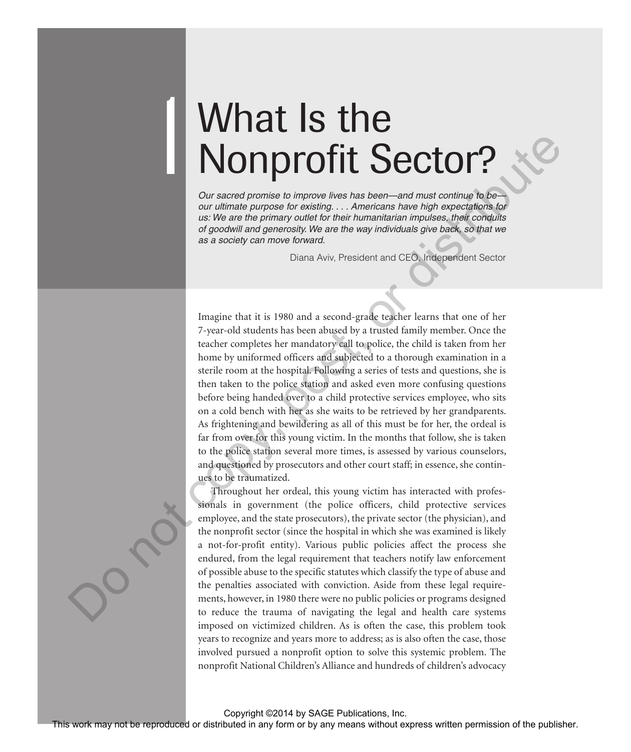# 1 What Is the Nonprofit Sector?

*Our sacred promise to improve lives has been—and must continue to be—our ultimate purpose for existing. . . . Americans have high expectations for us: We are the primary outlet for their humanitarian impulses, their conduits of goodwill and generosity. We are the way individuals give back, so that we as a society can move forward.*

Diana Aviv, President and CEO, Independent Sector

Imagine that it is 1980 and a second-grade teacher learns that one of her 7-year-old students has been abused by a trusted family member. Once the teacher completes her mandatory call to police, the child is taken from her home by uniformed officers and subjected to a thorough examination in a sterile room at the hospital. Following a series of tests and questions, she is then taken to the police station and asked even more confusing questions before being handed over to a child protective services employee, who sits on a cold bench with her as she waits to be retrieved by her grandparents. As frightening and bewildering as all of this must be for her, the ordeal is far from over for this young victim. In the months that follow, she is taken to the police station several more times, is assessed by various counselors, and questioned by prosecutors and other court staff; in essence, she continues to be traumatized.

Throughout her ordeal, this young victim has interacted with professionals in government (the police officers, child protective services employee, and the state prosecutors), the private sector (the physician), and the nonprofit sector (since the hospital in which she was examined is likely a not-for-profit entity). Various public policies affect the process she endured, from the legal requirement that teachers notify law enforcement of possible abuse to the specific statutes which classify the type of abuse and the penalties associated with conviction. Aside from these legal requirements, however, in 1980 there were no public policies or programs designed to reduce the trauma of navigating the legal and health care systems imposed on victimized children. As is often the case, this problem took years to recognize and years more to address; as is also often the case, those involved pursued a nonprofit option to solve this systemic problem. The nonprofit National Children's Alliance and hundreds of children's advocacy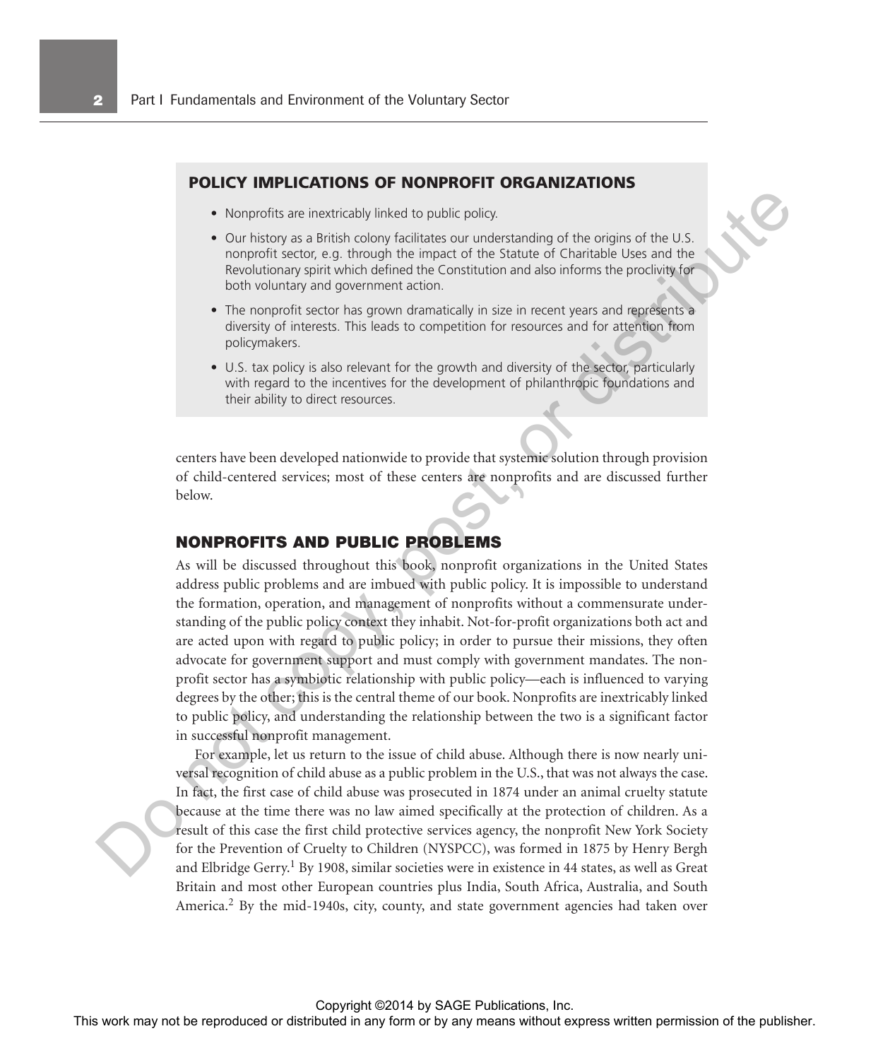## POLICY IMPLICATIONS OF NONPROFIT ORGANIZATIONS

- Nonprofits are inextricably linked to public policy.
- Our history as a British colony facilitates our understanding of the origins of the U.S. nonprofit sector, e.g. through the impact of the Statute of Charitable Uses and the Revolutionary spirit which defined the Constitution and also informs the proclivity for both voluntary and government action.
- The nonprofit sector has grown dramatically in size in recent years and represents a diversity of interests. This leads to competition for resources and for attention from policymakers.
- U.S. tax policy is also relevant for the growth and diversity of the sector, particularly with regard to the incentives for the development of philanthropic foundations and their ability to direct resources.

centers have been developed nationwide to provide that systemic solution through provision of child-centered services; most of these centers are nonprofits and are discussed further below.

## NONPROFITS AND PUBLIC PROBLEMS

As will be discussed throughout this book, nonprofit organizations in the United States address public problems and are imbued with public policy. It is impossible to understand the formation, operation, and management of nonprofits without a commensurate understanding of the public policy context they inhabit. Not-for-profit organizations both act and are acted upon with regard to public policy; in order to pursue their missions, they often advocate for government support and must comply with government mandates. The nonprofit sector has a symbiotic relationship with public policy—each is influenced to varying degrees by the other; this is the central theme of our book. Nonprofits are inextricably linked to public policy, and understanding the relationship between the two is a significant factor in successful nonprofit management.

For example, let us return to the issue of child abuse. Although there is now nearly universal recognition of child abuse as a public problem in the U.S., that was not always the case. In fact, the first case of child abuse was prosecuted in 1874 under an animal cruelty statute because at the time there was no law aimed specifically at the protection of children. As a result of this case the first child protective services agency, the nonprofit New York Society for the Prevention of Cruelty to Children (NYSPCC), was formed in 1875 by Henry Bergh and Elbridge Gerry.[1] By 1908, similar societies were in existence in 44 states, as well as Great Britain and most other European countries plus India, South Africa, Australia, and South America.[2] By the mid-1940s, city, county, and state government agencies had taken over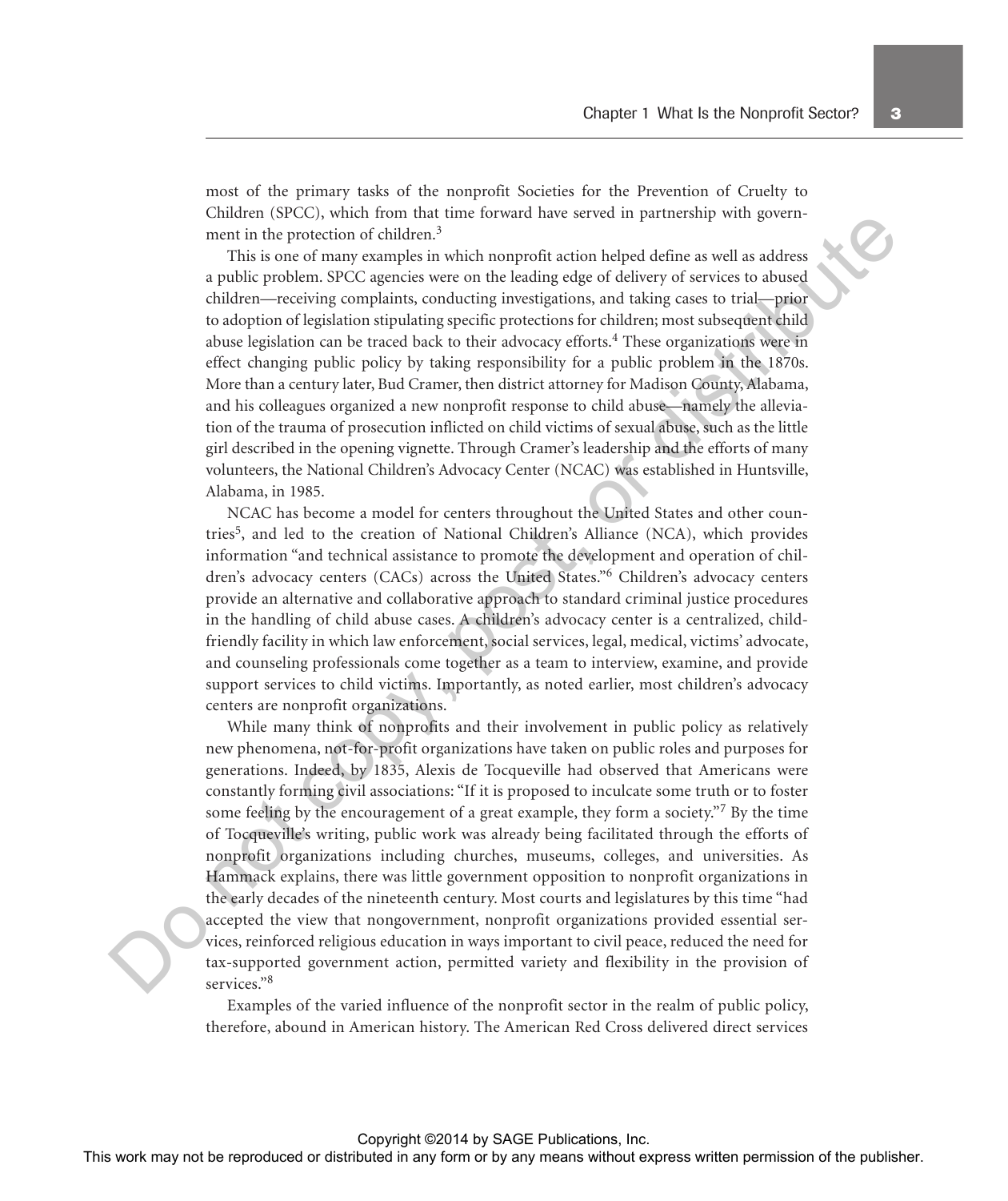most of the primary tasks of the nonprofit Societies for the Prevention of Cruelty to Children (SPCC), which from that time forward have served in partnership with government in the protection of children.[3]

This is one of many examples in which nonprofit action helped define as well as address a public problem. SPCC agencies were on the leading edge of delivery of services to abused children—receiving complaints, conducting investigations, and taking cases to trial—prior to adoption of legislation stipulating specific protections for children; most subsequent child abuse legislation can be traced back to their advocacy efforts.[4] These organizations were in effect changing public policy by taking responsibility for a public problem in the 1870s. More than a century later, Bud Cramer, then district attorney for Madison County, Alabama, and his colleagues organized a new nonprofit response to child abuse—namely the alleviation of the trauma of prosecution inflicted on child victims of sexual abuse, such as the little girl described in the opening vignette. Through Cramer's leadership and the efforts of many volunteers, the National Children's Advocacy Center (NCAC) was established in Huntsville, Alabama, in 1985.

NCAC has become a model for centers throughout the United States and other countries[5], and led to the creation of National Children's Alliance (NCA), which provides information "and technical assistance to promote the development and operation of children's advocacy centers (CACs) across the United States."[6] Children's advocacy centers provide an alternative and collaborative approach to standard criminal justice procedures in the handling of child abuse cases. A children's advocacy center is a centralized, child-friendly facility in which law enforcement, social services, legal, medical, victims' advocate, and counseling professionals come together as a team to interview, examine, and provide support services to child victims. Importantly, as noted earlier, most children's advocacy centers are nonprofit organizations.

While many think of nonprofits and their involvement in public policy as relatively new phenomena, not-for-profit organizations have taken on public roles and purposes for generations. Indeed, by 1835, Alexis de Tocqueville had observed that Americans were constantly forming civil associations: "If it is proposed to inculcate some truth or to foster some feeling by the encouragement of a great example, they form a society."[7] By the time of Tocqueville's writing, public work was already being facilitated through the efforts of nonprofit organizations including churches, museums, colleges, and universities. As Hammack explains, there was little government opposition to nonprofit organizations in the early decades of the nineteenth century. Most courts and legislatures by this time "had accepted the view that nongovernment, nonprofit organizations provided essential services, reinforced religious education in ways important to civil peace, reduced the need for tax-supported government action, permitted variety and flexibility in the provision of services."[8]

Examples of the varied influence of the nonprofit sector in the realm of public policy, therefore, abound in American history. The American Red Cross delivered direct services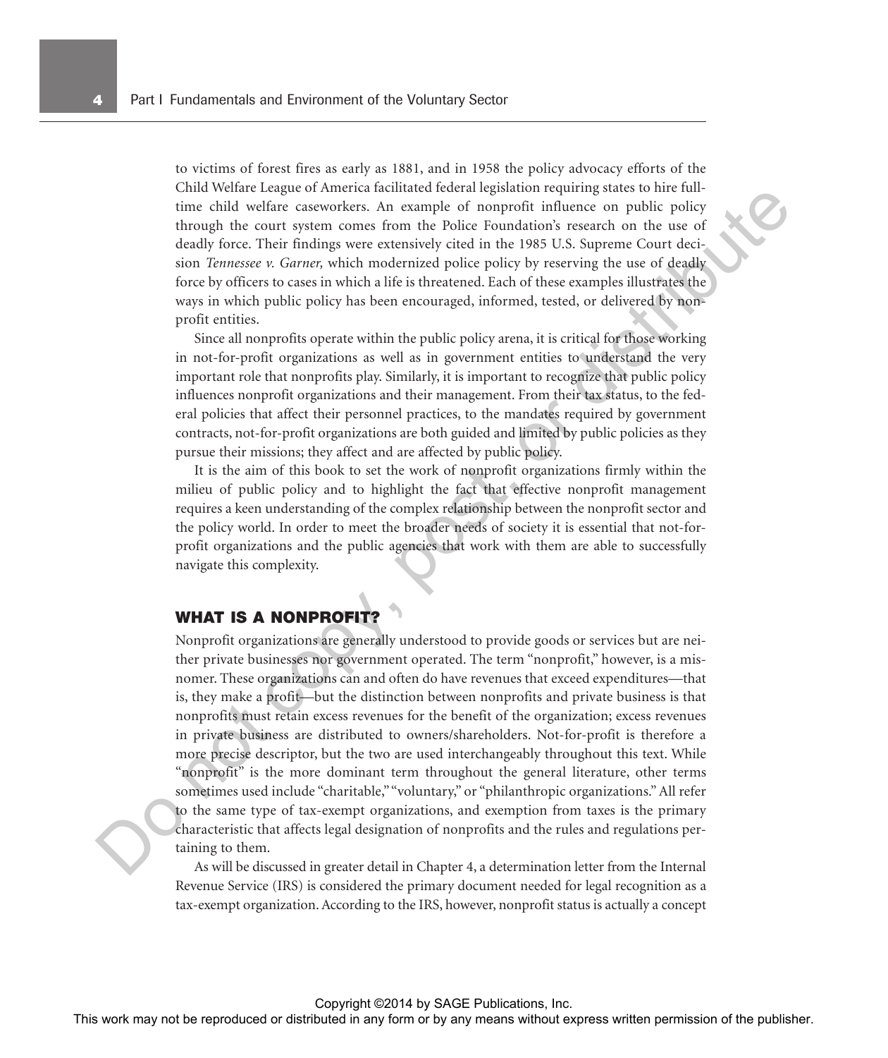to victims of forest fires as early as 1881, and in 1958 the policy advocacy efforts of the Child Welfare League of America facilitated federal legislation requiring states to hire full-time child welfare caseworkers. An example of nonprofit influence on public policy through the court system comes from the Police Foundation's research on the use of deadly force. Their findings were extensively cited in the 1985 U.S. Supreme Court decision *Tennessee v. Garner,* which modernized police policy by reserving the use of deadly force by officers to cases in which a life is threatened. Each of these examples illustrates the ways in which public policy has been encouraged, informed, tested, or delivered by nonprofit entities.

Since all nonprofits operate within the public policy arena, it is critical for those working in not-for-profit organizations as well as in government entities to understand the very important role that nonprofits play. Similarly, it is important to recognize that public policy influences nonprofit organizations and their management. From their tax status, to the federal policies that affect their personnel practices, to the mandates required by government contracts, not-for-profit organizations are both guided and limited by public policies as they pursue their missions; they affect and are affected by public policy.

It is the aim of this book to set the work of nonprofit organizations firmly within the milieu of public policy and to highlight the fact that effective nonprofit management requires a keen understanding of the complex relationship between the nonprofit sector and the policy world. In order to meet the broader needs of society it is essential that not-for-profit organizations and the public agencies that work with them are able to successfully navigate this complexity.

## WHAT IS A NONPROFIT?

Nonprofit organizations are generally understood to provide goods or services but are neither private businesses nor government operated. The term "nonprofit," however, is a misnomer. These organizations can and often do have revenues that exceed expenditures—that is, they make a profit—but the distinction between nonprofits and private business is that nonprofits must retain excess revenues for the benefit of the organization; excess revenues in private business are distributed to owners/shareholders. Not-for-profit is therefore a more precise descriptor, but the two are used interchangeably throughout this text. While "nonprofit" is the more dominant term throughout the general literature, other terms sometimes used include "charitable," "voluntary," or "philanthropic organizations." All refer to the same type of tax-exempt organizations, and exemption from taxes is the primary characteristic that affects legal designation of nonprofits and the rules and regulations pertaining to them.

As will be discussed in greater detail in Chapter 4, a determination letter from the Internal Revenue Service (IRS) is considered the primary document needed for legal recognition as a tax-exempt organization. According to the IRS, however, nonprofit status is actually a concept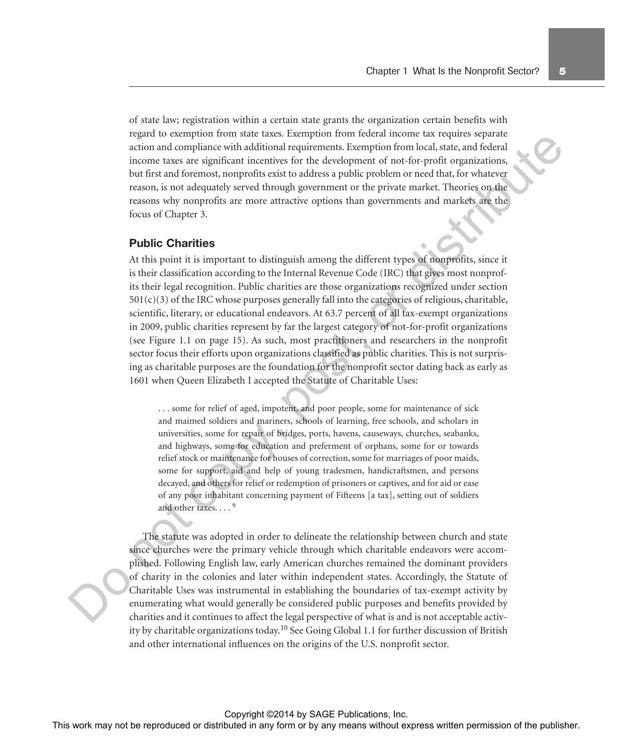of state law; registration within a certain state grants the organization certain benefits with regard to exemption from state taxes. Exemption from federal income tax requires separate action and compliance with additional requirements. Exemption from local, state, and federal income taxes are significant incentives for the development of not-for-profit organizations, but first and foremost, nonprofits exist to address a public problem or need that, for whatever reason, is not adequately served through government or the private market. Theories on the reasons why nonprofits are more attractive options than governments and markets are the focus of Chapter 3.

### Public Charities

At this point it is important to distinguish among the different types of nonprofits, since it is their classification according to the Internal Revenue Code (IRC) that gives most nonprofits their legal recognition. Public charities are those organizations recognized under section 501(c)(3) of the IRC whose purposes generally fall into the categories of religious, charitable, scientific, literary, or educational endeavors. At 63.7 percent of all tax-exempt organizations in 2009, public charities represent by far the largest category of not-for-profit organizations (see Figure 1.1 on page 15). As such, most practitioners and researchers in the nonprofit sector focus their efforts upon organizations classified as public charities. This is not surprising as charitable purposes are the foundation for the nonprofit sector dating back as early as 1601 when Queen Elizabeth I accepted the Statute of Charitable Uses:

> . . . some for relief of aged, impotent, and poor people, some for maintenance of sick and maimed soldiers and mariners, schools of learning, free schools, and scholars in universities, some for repair of bridges, ports, havens, causeways, churches, seabanks, and highways, some for education and preferment of orphans, some for or towards relief stock or maintenance for houses of correction, some for marriages of poor maids, some for support, aid and help of young tradesmen, handicraftsmen, and persons decayed, and others for relief or redemption of prisoners or captives, and for aid or ease of any poor inhabitant concerning payment of Fifteens [a tax], setting out of soldiers and other taxes. . . . [9]

The statute was adopted in order to delineate the relationship between church and state since churches were the primary vehicle through which charitable endeavors were accomplished. Following English law, early American churches remained the dominant providers of charity in the colonies and later within independent states. Accordingly, the Statute of Charitable Uses was instrumental in establishing the boundaries of tax-exempt activity by enumerating what would generally be considered public purposes and benefits provided by charities and it continues to affect the legal perspective of what is and is not acceptable activity by charitable organizations today.[10] See Going Global 1.1 for further discussion of British and other international influences on the origins of the U.S. nonprofit sector.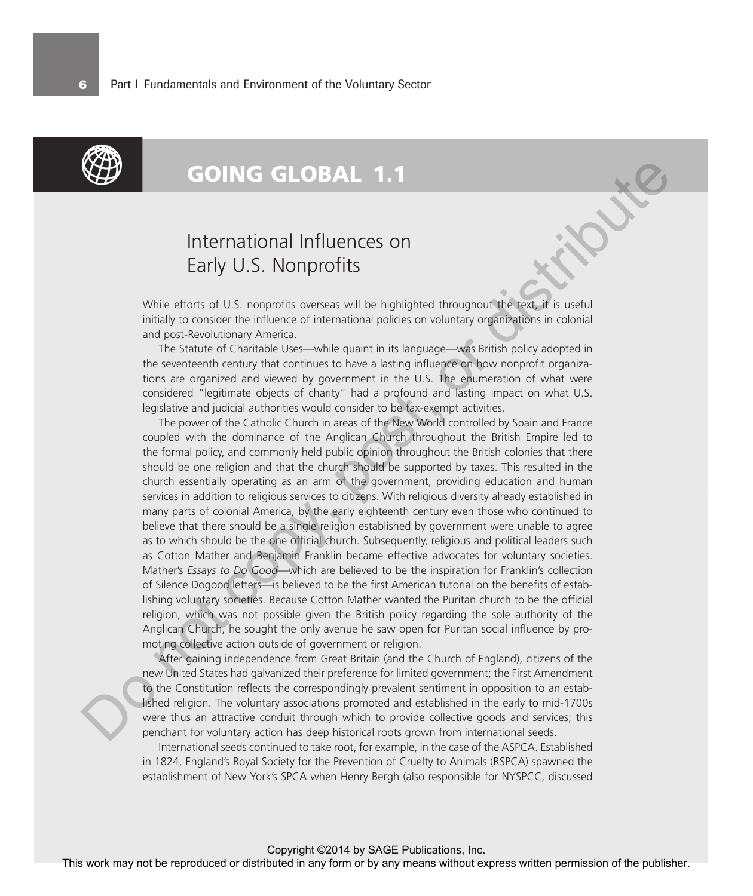## GOING GLOBAL 1.1

### International Influences on Early U.S. Nonprofits

While efforts of U.S. nonprofits overseas will be highlighted throughout the text, it is useful initially to consider the influence of international policies on voluntary organizations in colonial and post-Revolutionary America.

The Statute of Charitable Uses—while quaint in its language—was British policy adopted in the seventeenth century that continues to have a lasting influence on how nonprofit organizations are organized and viewed by government in the U.S. The enumeration of what were considered "legitimate objects of charity" had a profound and lasting impact on what U.S. legislative and judicial authorities would consider to be tax-exempt activities.

The power of the Catholic Church in areas of the New World controlled by Spain and France coupled with the dominance of the Anglican Church throughout the British Empire led to the formal policy, and commonly held public opinion throughout the British colonies that there should be one religion and that the church should be supported by taxes. This resulted in the church essentially operating as an arm of the government, providing education and human services in addition to religious services to citizens. With religious diversity already established in many parts of colonial America, by the early eighteenth century even those who continued to believe that there should be a single religion established by government were unable to agree as to which should be the one official church. Subsequently, religious and political leaders such as Cotton Mather and Benjamin Franklin became effective advocates for voluntary societies. Mather's *Essays to Do Good*—which are believed to be the inspiration for Franklin's collection of Silence Dogood letters—is believed to be the first American tutorial on the benefits of establishing voluntary societies. Because Cotton Mather wanted the Puritan church to be the official religion, which was not possible given the British policy regarding the sole authority of the Anglican Church, he sought the only avenue he saw open for Puritan social influence by promoting collective action outside of government or religion.

After gaining independence from Great Britain (and the Church of England), citizens of the new United States had galvanized their preference for limited government; the First Amendment to the Constitution reflects the correspondingly prevalent sentiment in opposition to an established religion. The voluntary associations promoted and established in the early to mid-1700s were thus an attractive conduit through which to provide collective goods and services; this penchant for voluntary action has deep historical roots grown from international seeds.

International seeds continued to take root, for example, in the case of the ASPCA. Established in 1824, England's Royal Society for the Prevention of Cruelty to Animals (RSPCA) spawned the establishment of New York's SPCA when Henry Bergh (also responsible for NYSPCC, discussed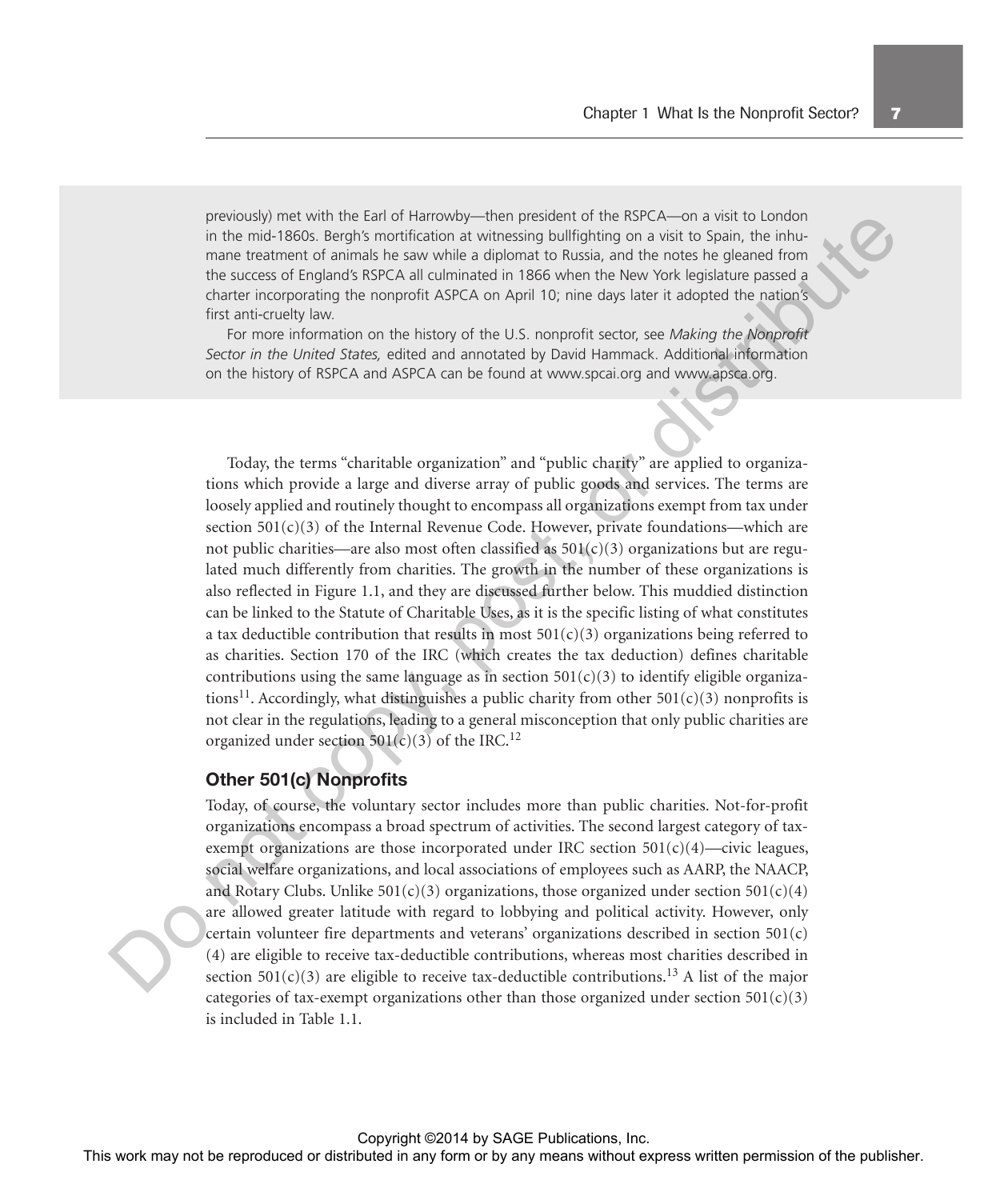previously) met with the Earl of Harrowby—then president of the RSPCA—on a visit to London in the mid-1860s. Bergh's mortification at witnessing bullfighting on a visit to Spain, the inhumane treatment of animals he saw while a diplomat to Russia, and the notes he gleaned from the success of England's RSPCA all culminated in 1866 when the New York legislature passed a charter incorporating the nonprofit ASPCA on April 10; nine days later it adopted the nation's first anti-cruelty law.

For more information on the history of the U.S. nonprofit sector, see *Making the Nonprofit Sector in the United States,* edited and annotated by David Hammack. Additional information on the history of RSPCA and ASPCA can be found at www.spcai.org and www.apsca.org.

Today, the terms "charitable organization" and "public charity" are applied to organizations which provide a large and diverse array of public goods and services. The terms are loosely applied and routinely thought to encompass all organizations exempt from tax under section 501(c)(3) of the Internal Revenue Code. However, private foundations—which are not public charities—are also most often classified as 501(c)(3) organizations but are regulated much differently from charities. The growth in the number of these organizations is also reflected in Figure 1.1, and they are discussed further below. This muddied distinction can be linked to the Statute of Charitable Uses, as it is the specific listing of what constitutes a tax deductible contribution that results in most 501(c)(3) organizations being referred to as charities. Section 170 of the IRC (which creates the tax deduction) defines charitable contributions using the same language as in section 501(c)(3) to identify eligible organizations[11]. Accordingly, what distinguishes a public charity from other 501(c)(3) nonprofits is not clear in the regulations, leading to a general misconception that only public charities are organized under section 501(c)(3) of the IRC.[12]

### Other 501(c) Nonprofits

Today, of course, the voluntary sector includes more than public charities. Not-for-profit organizations encompass a broad spectrum of activities. The second largest category of tax-exempt organizations are those incorporated under IRC section 501(c)(4)—civic leagues, social welfare organizations, and local associations of employees such as AARP, the NAACP, and Rotary Clubs. Unlike 501(c)(3) organizations, those organized under section 501(c)(4) are allowed greater latitude with regard to lobbying and political activity. However, only certain volunteer fire departments and veterans' organizations described in section 501(c)(4) are eligible to receive tax-deductible contributions, whereas most charities described in section 501(c)(3) are eligible to receive tax-deductible contributions.[13] A list of the major categories of tax-exempt organizations other than those organized under section 501(c)(3) is included in Table 1.1.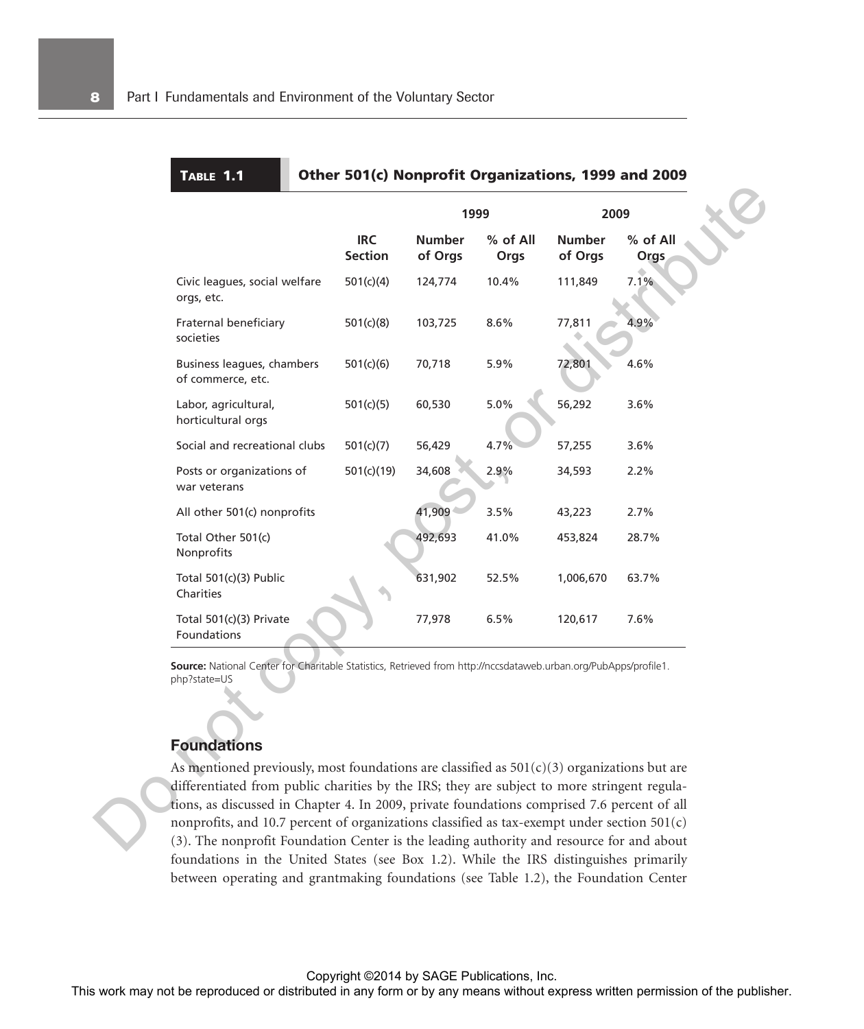**Table 1.1** Other 501(c) Nonprofit Organizations, 1999 and 2009

| | | 1999 | | 2009 | |
|---|---|---|---|---|---|
| | IRC Section | Number of Orgs | % of All Orgs | Number of Orgs | % of All Orgs |
| Civic leagues, social welfare orgs, etc. | 501(c)(4) | 124,774 | 10.4% | 111,849 | 7.1% |
| Fraternal beneficiary societies | 501(c)(8) | 103,725 | 8.6% | 77,811 | 4.9% |
| Business leagues, chambers of commerce, etc. | 501(c)(6) | 70,718 | 5.9% | 72,801 | 4.6% |
| Labor, agricultural, horticultural orgs | 501(c)(5) | 60,530 | 5.0% | 56,292 | 3.6% |
| Social and recreational clubs | 501(c)(7) | 56,429 | 4.7% | 57,255 | 3.6% |
| Posts or organizations of war veterans | 501(c)(19) | 34,608 | 2.9% | 34,593 | 2.2% |
| All other 501(c) nonprofits | | 41,909 | 3.5% | 43,223 | 2.7% |
| Total Other 501(c) Nonprofits | | 492,693 | 41.0% | 453,824 | 28.7% |
| Total 501(c)(3) Public Charities | | 631,902 | 52.5% | 1,006,670 | 63.7% |
| Total 501(c)(3) Private Foundations | | 77,978 | 6.5% | 120,617 | 7.6% |

**Source:** National Center for Charitable Statistics, Retrieved from http://nccsdataweb.urban.org/PubApps/profile1.php?state=US

## Foundations

As mentioned previously, most foundations are classified as 501(c)(3) organizations but are differentiated from public charities by the IRS; they are subject to more stringent regulations, as discussed in Chapter 4. In 2009, private foundations comprised 7.6 percent of all nonprofits, and 10.7 percent of organizations classified as tax-exempt under section 501(c)(3). The nonprofit Foundation Center is the leading authority and resource for and about foundations in the United States (see Box 1.2). While the IRS distinguishes primarily between operating and grantmaking foundations (see Table 1.2), the Foundation Center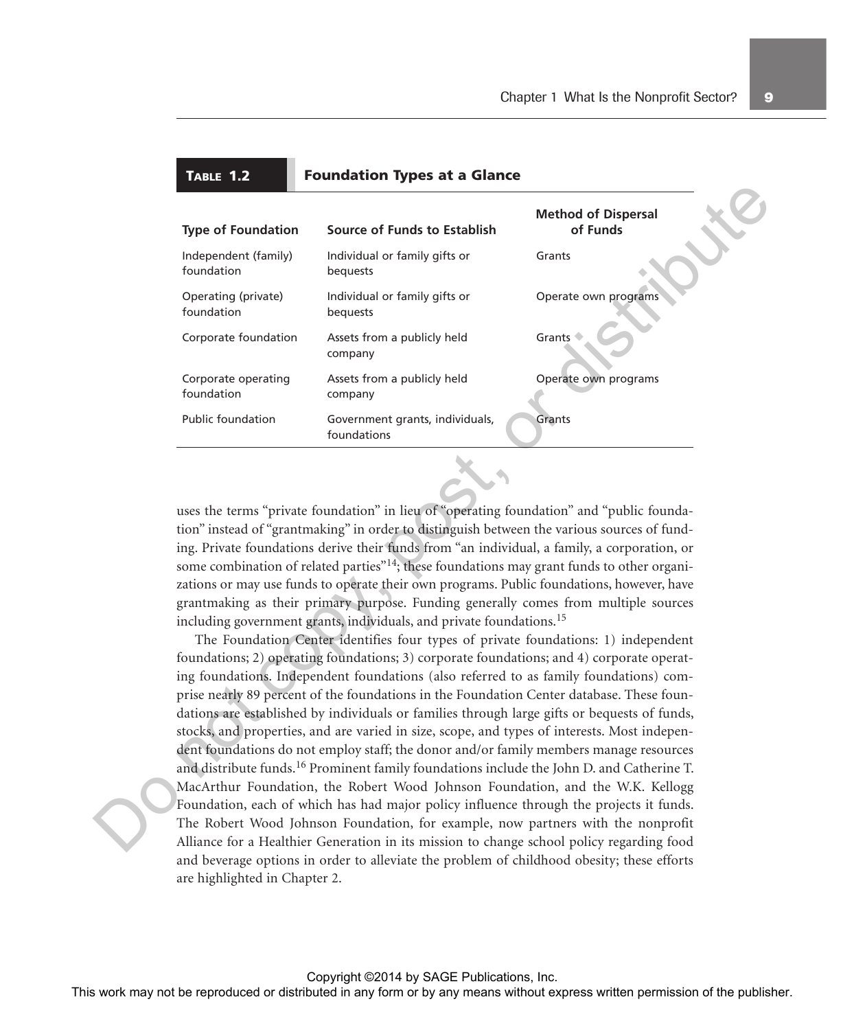**Table 1.2 Foundation Types at a Glance**

| Type of Foundation | Source of Funds to Establish | Method of Dispersal of Funds |
| --- | --- | --- |
| Independent (family) foundation | Individual or family gifts or bequests | Grants |
| Operating (private) foundation | Individual or family gifts or bequests | Operate own programs |
| Corporate foundation | Assets from a publicly held company | Grants |
| Corporate operating foundation | Assets from a publicly held company | Operate own programs |
| Public foundation | Government grants, individuals, foundations | Grants |

uses the terms "private foundation" in lieu of "operating foundation" and "public foundation" instead of "grantmaking" in order to distinguish between the various sources of funding. Private foundations derive their funds from "an individual, a family, a corporation, or some combination of related parties"[14]; these foundations may grant funds to other organizations or may use funds to operate their own programs. Public foundations, however, have grantmaking as their primary purpose. Funding generally comes from multiple sources including government grants, individuals, and private foundations.[15]

The Foundation Center identifies four types of private foundations: 1) independent foundations; 2) operating foundations; 3) corporate foundations; and 4) corporate operating foundations. Independent foundations (also referred to as family foundations) comprise nearly 89 percent of the foundations in the Foundation Center database. These foundations are established by individuals or families through large gifts or bequests of funds, stocks, and properties, and are varied in size, scope, and types of interests. Most independent foundations do not employ staff; the donor and/or family members manage resources and distribute funds.[16] Prominent family foundations include the John D. and Catherine T. MacArthur Foundation, the Robert Wood Johnson Foundation, and the W.K. Kellogg Foundation, each of which has had major policy influence through the projects it funds. The Robert Wood Johnson Foundation, for example, now partners with the nonprofit Alliance for a Healthier Generation in its mission to change school policy regarding food and beverage options in order to alleviate the problem of childhood obesity; these efforts are highlighted in Chapter 2.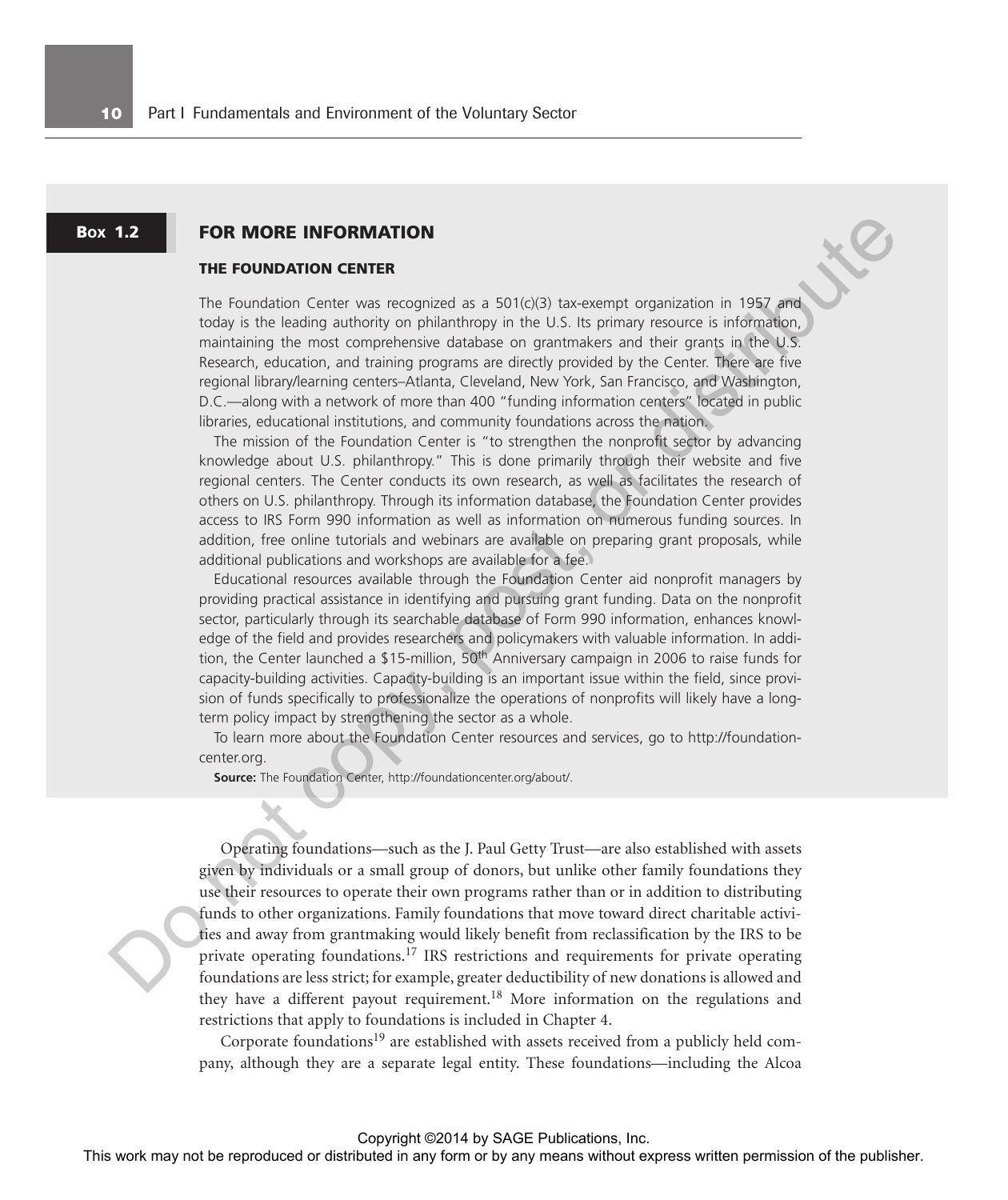**Box 1.2**

## FOR MORE INFORMATION

### THE FOUNDATION CENTER

The Foundation Center was recognized as a 501(c)(3) tax-exempt organization in 1957 and today is the leading authority on philanthropy in the U.S. Its primary resource is information, maintaining the most comprehensive database on grantmakers and their grants in the U.S. Research, education, and training programs are directly provided by the Center. There are five regional library/learning centers–Atlanta, Cleveland, New York, San Francisco, and Washington, D.C.—along with a network of more than 400 "funding information centers" located in public libraries, educational institutions, and community foundations across the nation.

The mission of the Foundation Center is "to strengthen the nonprofit sector by advancing knowledge about U.S. philanthropy." This is done primarily through their website and five regional centers. The Center conducts its own research, as well as facilitates the research of others on U.S. philanthropy. Through its information database, the Foundation Center provides access to IRS Form 990 information as well as information on numerous funding sources. In addition, free online tutorials and webinars are available on preparing grant proposals, while additional publications and workshops are available for a fee.

Educational resources available through the Foundation Center aid nonprofit managers by providing practical assistance in identifying and pursuing grant funding. Data on the nonprofit sector, particularly through its searchable database of Form 990 information, enhances knowledge of the field and provides researchers and policymakers with valuable information. In addition, the Center launched a $15-million, 50th Anniversary campaign in 2006 to raise funds for capacity-building activities. Capacity-building is an important issue within the field, since provision of funds specifically to professionalize the operations of nonprofits will likely have a long-term policy impact by strengthening the sector as a whole.

To learn more about the Foundation Center resources and services, go to http://foundationcenter.org.

**Source:** The Foundation Center, http://foundationcenter.org/about/.

Operating foundations—such as the J. Paul Getty Trust—are also established with assets given by individuals or a small group of donors, but unlike other family foundations they use their resources to operate their own programs rather than or in addition to distributing funds to other organizations. Family foundations that move toward direct charitable activities and away from grantmaking would likely benefit from reclassification by the IRS to be private operating foundations.[17] IRS restrictions and requirements for private operating foundations are less strict; for example, greater deductibility of new donations is allowed and they have a different payout requirement.[18] More information on the regulations and restrictions that apply to foundations is included in Chapter 4.

Corporate foundations[19] are established with assets received from a publicly held company, although they are a separate legal entity. These foundations—including the Alcoa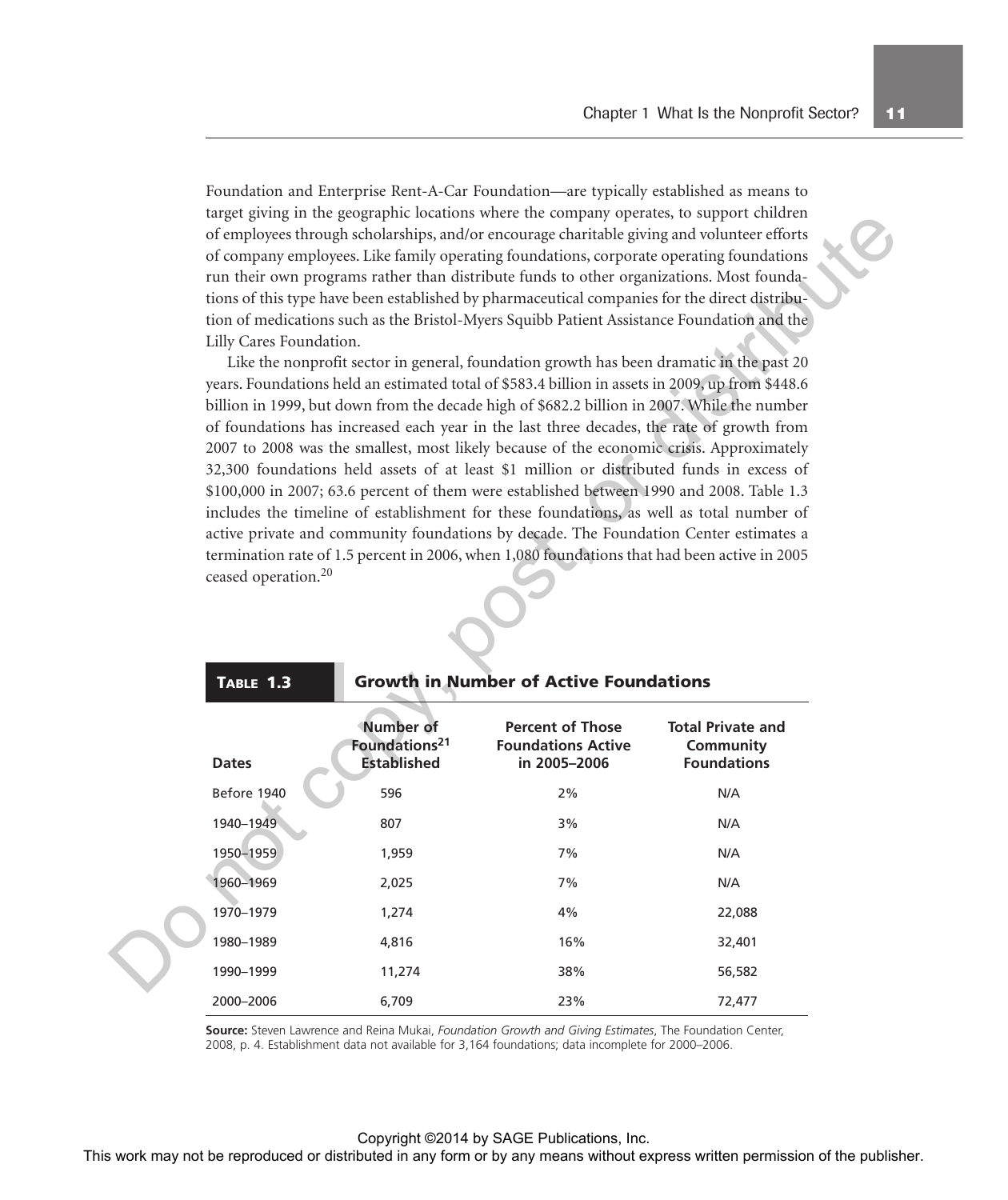Foundation and Enterprise Rent-A-Car Foundation—are typically established as means to target giving in the geographic locations where the company operates, to support children of employees through scholarships, and/or encourage charitable giving and volunteer efforts of company employees. Like family operating foundations, corporate operating foundations run their own programs rather than distribute funds to other organizations. Most foundations of this type have been established by pharmaceutical companies for the direct distribution of medications such as the Bristol-Myers Squibb Patient Assistance Foundation and the Lilly Cares Foundation.

Like the nonprofit sector in general, foundation growth has been dramatic in the past 20 years. Foundations held an estimated total of $583.4 billion in assets in 2009, up from $448.6 billion in 1999, but down from the decade high of $682.2 billion in 2007. While the number of foundations has increased each year in the last three decades, the rate of growth from 2007 to 2008 was the smallest, most likely because of the economic crisis. Approximately 32,300 foundations held assets of at least $1 million or distributed funds in excess of $100,000 in 2007; 63.6 percent of them were established between 1990 and 2008. Table 1.3 includes the timeline of establishment for these foundations, as well as total number of active private and community foundations by decade. The Foundation Center estimates a termination rate of 1.5 percent in 2006, when 1,080 foundations that had been active in 2005 ceased operation.[20]

**TABLE 1.3 Growth in Number of Active Foundations**

| Dates | Number of Foundations[21] Established | Percent of Those Foundations Active in 2005–2006 | Total Private and Community Foundations |
|---|---|---|---|
| Before 1940 | 596 | 2% | N/A |
| 1940–1949 | 807 | 3% | N/A |
| 1950–1959 | 1,959 | 7% | N/A |
| 1960–1969 | 2,025 | 7% | N/A |
| 1970–1979 | 1,274 | 4% | 22,088 |
| 1980–1989 | 4,816 | 16% | 32,401 |
| 1990–1999 | 11,274 | 38% | 56,582 |
| 2000–2006 | 6,709 | 23% | 72,477 |

**Source:** Steven Lawrence and Reina Mukai, *Foundation Growth and Giving Estimates*, The Foundation Center, 2008, p. 4. Establishment data not available for 3,164 foundations; data incomplete for 2000–2006.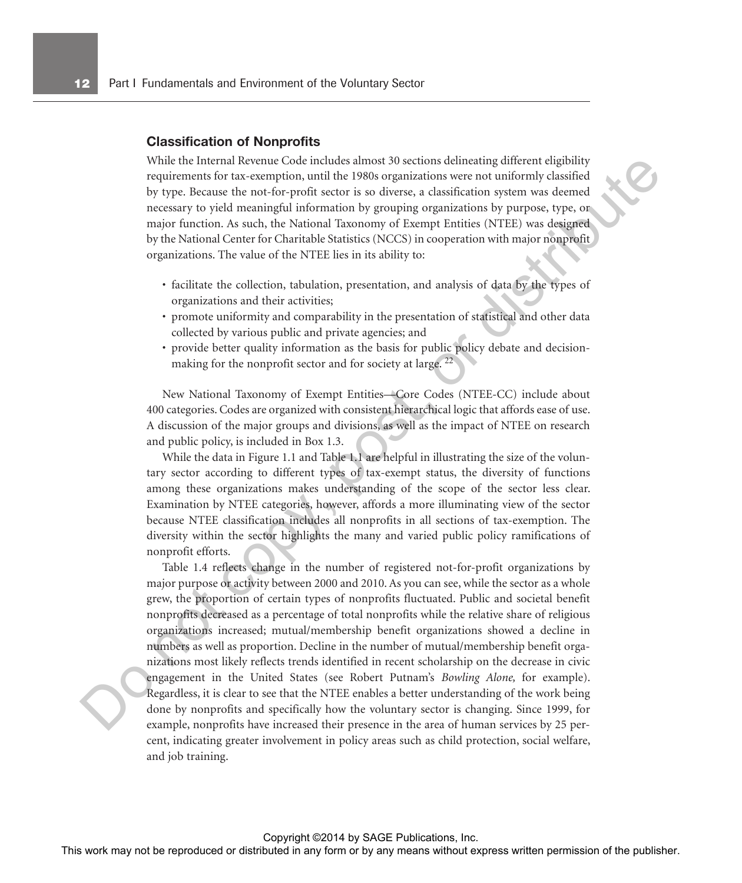## Classification of Nonprofits

While the Internal Revenue Code includes almost 30 sections delineating different eligibility requirements for tax-exemption, until the 1980s organizations were not uniformly classified by type. Because the not-for-profit sector is so diverse, a classification system was deemed necessary to yield meaningful information by grouping organizations by purpose, type, or major function. As such, the National Taxonomy of Exempt Entities (NTEE) was designed by the National Center for Charitable Statistics (NCCS) in cooperation with major nonprofit organizations. The value of the NTEE lies in its ability to:

- facilitate the collection, tabulation, presentation, and analysis of data by the types of organizations and their activities;
- promote uniformity and comparability in the presentation of statistical and other data collected by various public and private agencies; and
- provide better quality information as the basis for public policy debate and decision-making for the nonprofit sector and for society at large.[22]

New National Taxonomy of Exempt Entities—Core Codes (NTEE-CC) include about 400 categories. Codes are organized with consistent hierarchical logic that affords ease of use. A discussion of the major groups and divisions, as well as the impact of NTEE on research and public policy, is included in Box 1.3.

While the data in Figure 1.1 and Table 1.1 are helpful in illustrating the size of the voluntary sector according to different types of tax-exempt status, the diversity of functions among these organizations makes understanding of the scope of the sector less clear. Examination by NTEE categories, however, affords a more illuminating view of the sector because NTEE classification includes all nonprofits in all sections of tax-exemption. The diversity within the sector highlights the many and varied public policy ramifications of nonprofit efforts.

Table 1.4 reflects change in the number of registered not-for-profit organizations by major purpose or activity between 2000 and 2010. As you can see, while the sector as a whole grew, the proportion of certain types of nonprofits fluctuated. Public and societal benefit nonprofits decreased as a percentage of total nonprofits while the relative share of religious organizations increased; mutual/membership benefit organizations showed a decline in numbers as well as proportion. Decline in the number of mutual/membership benefit organizations most likely reflects trends identified in recent scholarship on the decrease in civic engagement in the United States (see Robert Putnam's *Bowling Alone,* for example). Regardless, it is clear to see that the NTEE enables a better understanding of the work being done by nonprofits and specifically how the voluntary sector is changing. Since 1999, for example, nonprofits have increased their presence in the area of human services by 25 percent, indicating greater involvement in policy areas such as child protection, social welfare, and job training.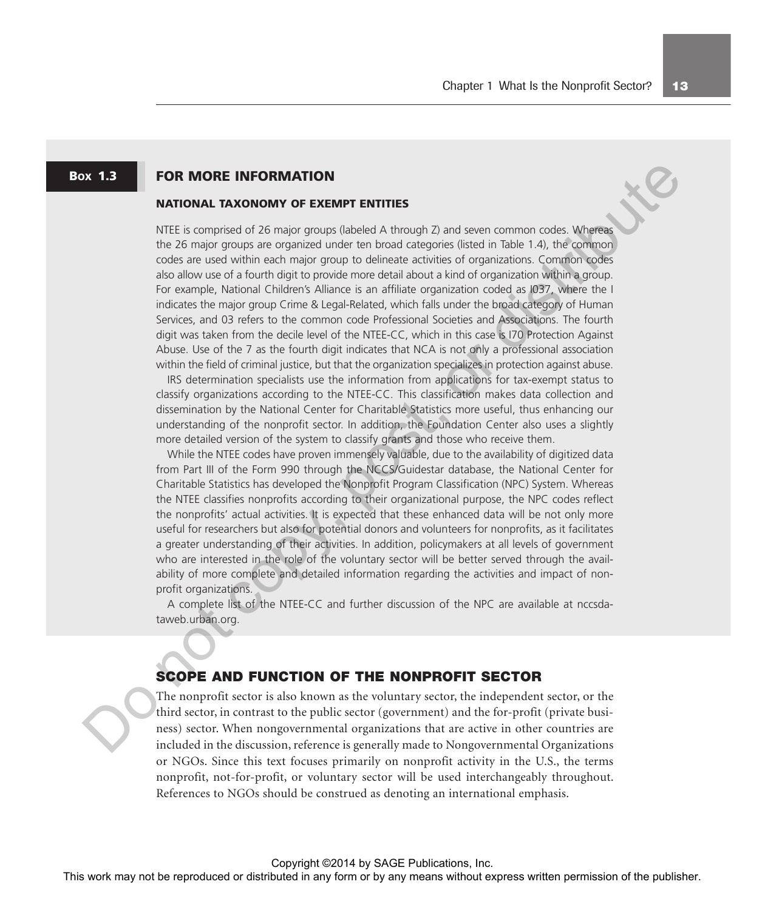**Box 1.3**

## FOR MORE INFORMATION

### NATIONAL TAXONOMY OF EXEMPT ENTITIES

NTEE is comprised of 26 major groups (labeled A through Z) and seven common codes. Whereas the 26 major groups are organized under ten broad categories (listed in Table 1.4), the common codes are used within each major group to delineate activities of organizations. Common codes also allow use of a fourth digit to provide more detail about a kind of organization within a group. For example, National Children's Alliance is an affiliate organization coded as I037, where the I indicates the major group Crime & Legal-Related, which falls under the broad category of Human Services, and 03 refers to the common code Professional Societies and Associations. The fourth digit was taken from the decile level of the NTEE-CC, which in this case is I70 Protection Against Abuse. Use of the 7 as the fourth digit indicates that NCA is not only a professional association within the field of criminal justice, but that the organization specializes in protection against abuse.

IRS determination specialists use the information from applications for tax-exempt status to classify organizations according to the NTEE-CC. This classification makes data collection and dissemination by the National Center for Charitable Statistics more useful, thus enhancing our understanding of the nonprofit sector. In addition, the Foundation Center also uses a slightly more detailed version of the system to classify grants and those who receive them.

While the NTEE codes have proven immensely valuable, due to the availability of digitized data from Part III of the Form 990 through the NCCS/Guidestar database, the National Center for Charitable Statistics has developed the Nonprofit Program Classification (NPC) System. Whereas the NTEE classifies nonprofits according to their organizational purpose, the NPC codes reflect the nonprofits' actual activities. It is expected that these enhanced data will be not only more useful for researchers but also for potential donors and volunteers for nonprofits, as it facilitates a greater understanding of their activities. In addition, policymakers at all levels of government who are interested in the role of the voluntary sector will be better served through the availability of more complete and detailed information regarding the activities and impact of nonprofit organizations.

A complete list of the NTEE-CC and further discussion of the NPC are available at nccsdataweb.urban.org.

## SCOPE AND FUNCTION OF THE NONPROFIT SECTOR

The nonprofit sector is also known as the voluntary sector, the independent sector, or the third sector, in contrast to the public sector (government) and the for-profit (private business) sector. When nongovernmental organizations that are active in other countries are included in the discussion, reference is generally made to Nongovernmental Organizations or NGOs. Since this text focuses primarily on nonprofit activity in the U.S., the terms nonprofit, not-for-profit, or voluntary sector will be used interchangeably throughout. References to NGOs should be construed as denoting an international emphasis.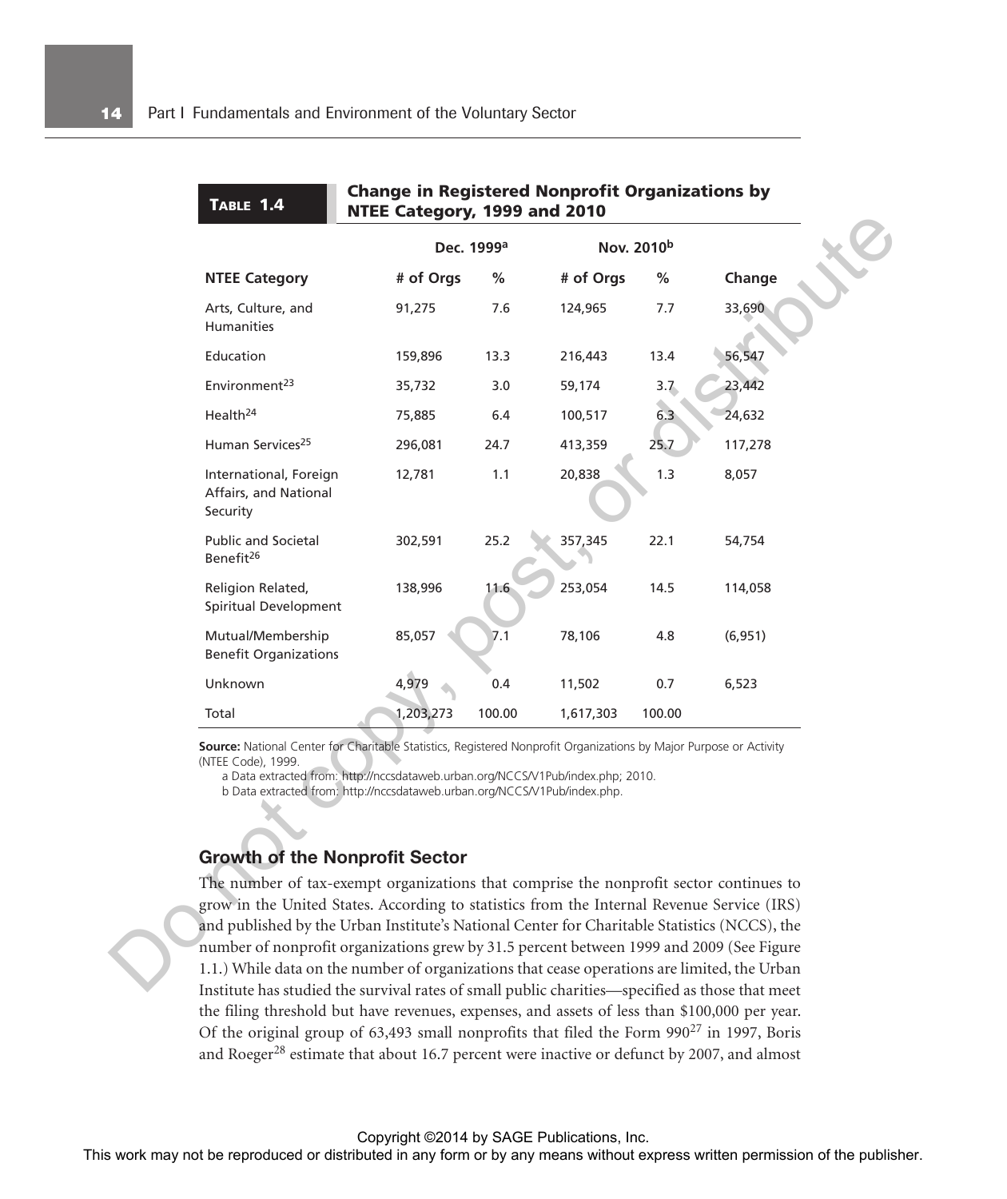**Table 1.4** **Change in Registered Nonprofit Organizations by NTEE Category, 1999 and 2010**

| | Dec. 1999[a] | | Nov. 2010[b] | | |
|---|---|---|---|---|---|
| **NTEE Category** | **# of Orgs** | **%** | **# of Orgs** | **%** | **Change** |
| Arts, Culture, and Humanities | 91,275 | 7.6 | 124,965 | 7.7 | 33,690 |
| Education | 159,896 | 13.3 | 216,443 | 13.4 | 56,547 |
| Environment[23] | 35,732 | 3.0 | 59,174 | 3.7 | 23,442 |
| Health[24] | 75,885 | 6.4 | 100,517 | 6.3 | 24,632 |
| Human Services[25] | 296,081 | 24.7 | 413,359 | 25.7 | 117,278 |
| International, Foreign Affairs, and National Security | 12,781 | 1.1 | 20,838 | 1.3 | 8,057 |
| Public and Societal Benefit[26] | 302,591 | 25.2 | 357,345 | 22.1 | 54,754 |
| Religion Related, Spiritual Development | 138,996 | 11.6 | 253,054 | 14.5 | 114,058 |
| Mutual/Membership Benefit Organizations | 85,057 | 7.1 | 78,106 | 4.8 | (6,951) |
| Unknown | 4,979 | 0.4 | 11,502 | 0.7 | 6,523 |
| Total | 1,203,273 | 100.00 | 1,617,303 | 100.00 | |

**Source:** National Center for Charitable Statistics, Registered Nonprofit Organizations by Major Purpose or Activity (NTEE Code), 1999.

a Data extracted from: http://nccsdataweb.urban.org/NCCS/V1Pub/index.php; 2010.

b Data extracted from: http://nccsdataweb.urban.org/NCCS/V1Pub/index.php.

## Growth of the Nonprofit Sector

The number of tax-exempt organizations that comprise the nonprofit sector continues to grow in the United States. According to statistics from the Internal Revenue Service (IRS) and published by the Urban Institute's National Center for Charitable Statistics (NCCS), the number of nonprofit organizations grew by 31.5 percent between 1999 and 2009 (See Figure 1.1.) While data on the number of organizations that cease operations are limited, the Urban Institute has studied the survival rates of small public charities—specified as those that meet the filing threshold but have revenues, expenses, and assets of less than $100,000 per year. Of the original group of 63,493 small nonprofits that filed the Form 990[27] in 1997, Boris and Roeger[28] estimate that about 16.7 percent were inactive or defunct by 2007, and almost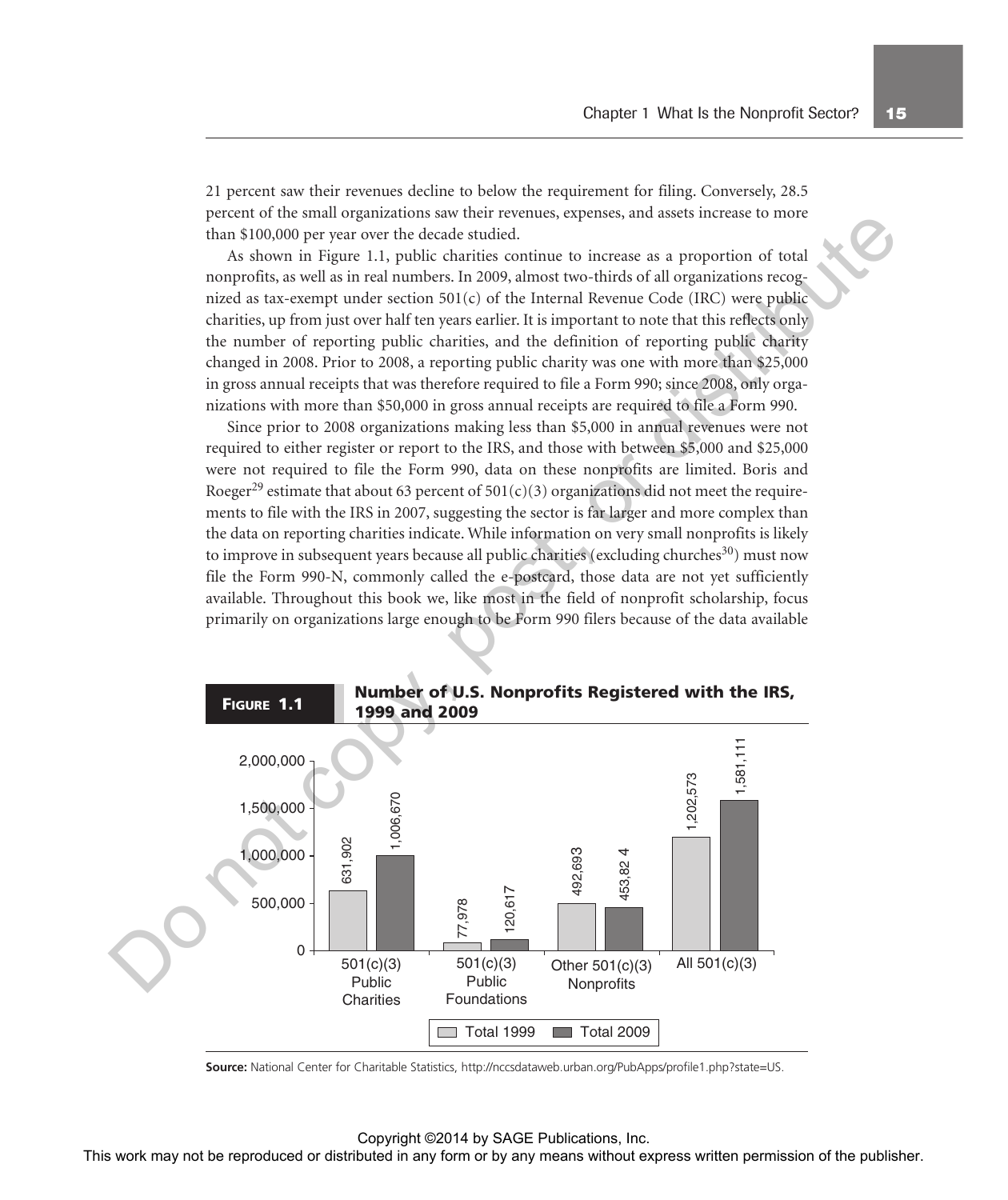21 percent saw their revenues decline to below the requirement for filing. Conversely, 28.5 percent of the small organizations saw their revenues, expenses, and assets increase to more than $100,000 per year over the decade studied.

As shown in Figure 1.1, public charities continue to increase as a proportion of total nonprofits, as well as in real numbers. In 2009, almost two-thirds of all organizations recognized as tax-exempt under section 501(c) of the Internal Revenue Code (IRC) were public charities, up from just over half ten years earlier. It is important to note that this reflects only the number of reporting public charities, and the definition of reporting public charity changed in 2008. Prior to 2008, a reporting public charity was one with more than $25,000 in gross annual receipts that was therefore required to file a Form 990; since 2008, only organizations with more than $50,000 in gross annual receipts are required to file a Form 990.

Since prior to 2008 organizations making less than $5,000 in annual revenues were not required to either register or report to the IRS, and those with between $5,000 and $25,000 were not required to file the Form 990, data on these nonprofits are limited. Boris and Roeger[29] estimate that about 63 percent of 501(c)(3) organizations did not meet the requirements to file with the IRS in 2007, suggesting the sector is far larger and more complex than the data on reporting charities indicate. While information on very small nonprofits is likely to improve in subsequent years because all public charities (excluding churches[30]) must now file the Form 990-N, commonly called the e-postcard, those data are not yet sufficiently available. Throughout this book we, like most in the field of nonprofit scholarship, focus primarily on organizations large enough to be Form 990 filers because of the data available

**Figure 1.1** Number of U.S. Nonprofits Registered with the IRS, 1999 and 2009

2,000,000
1,500,000
1,000,000
500,000
0

501(c)(3) Public Charities: 631,902; 1,006,670
501(c)(3) Public Foundations: 77,978; 120,617
Other 501(c)(3) Nonprofits: 492,693; 453,82 4
All 501(c)(3): 1,202,573; 1,581,111

Total 1999 | Total 2009

**Source:** National Center for Charitable Statistics, http://nccsdataweb.urban.org/PubApps/profile1.php?state=US.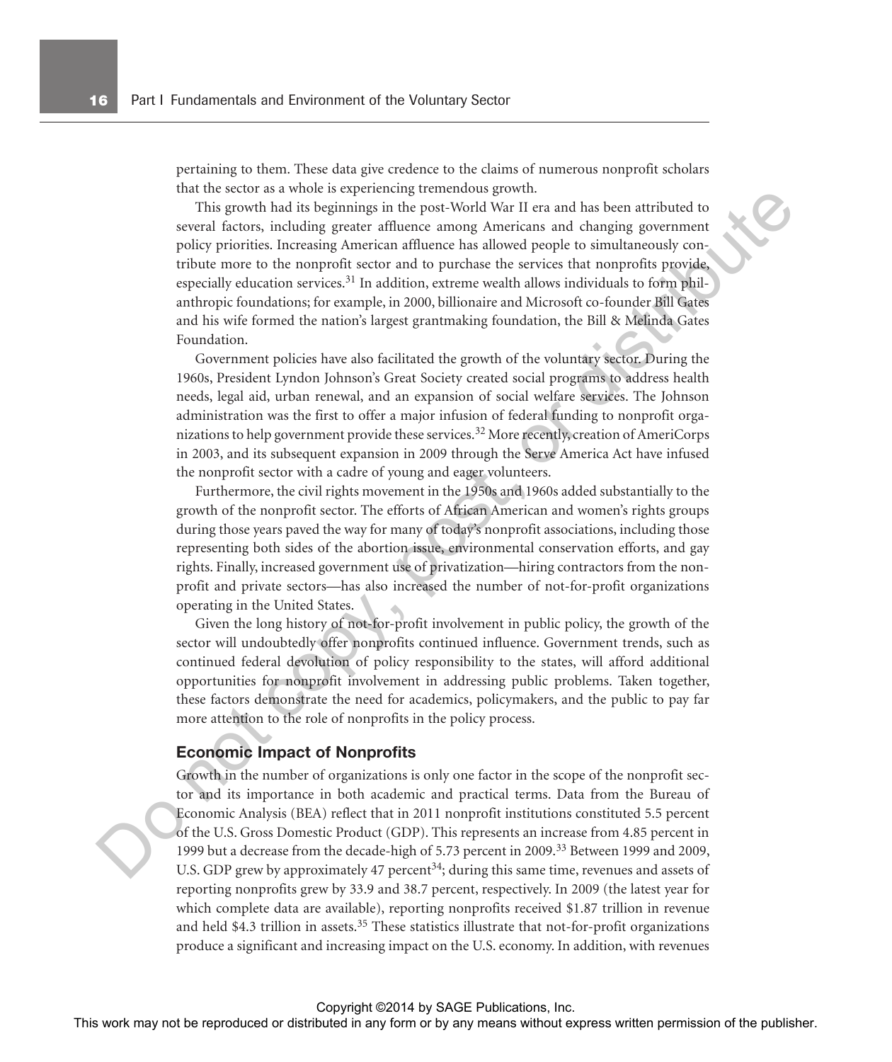pertaining to them. These data give credence to the claims of numerous nonprofit scholars that the sector as a whole is experiencing tremendous growth.

This growth had its beginnings in the post-World War II era and has been attributed to several factors, including greater affluence among Americans and changing government policy priorities. Increasing American affluence has allowed people to simultaneously contribute more to the nonprofit sector and to purchase the services that nonprofits provide, especially education services.[31] In addition, extreme wealth allows individuals to form philanthropic foundations; for example, in 2000, billionaire and Microsoft co-founder Bill Gates and his wife formed the nation's largest grantmaking foundation, the Bill & Melinda Gates Foundation.

Government policies have also facilitated the growth of the voluntary sector. During the 1960s, President Lyndon Johnson's Great Society created social programs to address health needs, legal aid, urban renewal, and an expansion of social welfare services. The Johnson administration was the first to offer a major infusion of federal funding to nonprofit organizations to help government provide these services.[32] More recently, creation of AmeriCorps in 2003, and its subsequent expansion in 2009 through the Serve America Act have infused the nonprofit sector with a cadre of young and eager volunteers.

Furthermore, the civil rights movement in the 1950s and 1960s added substantially to the growth of the nonprofit sector. The efforts of African American and women's rights groups during those years paved the way for many of today's nonprofit associations, including those representing both sides of the abortion issue, environmental conservation efforts, and gay rights. Finally, increased government use of privatization—hiring contractors from the nonprofit and private sectors—has also increased the number of not-for-profit organizations operating in the United States.

Given the long history of not-for-profit involvement in public policy, the growth of the sector will undoubtedly offer nonprofits continued influence. Government trends, such as continued federal devolution of policy responsibility to the states, will afford additional opportunities for nonprofit involvement in addressing public problems. Taken together, these factors demonstrate the need for academics, policymakers, and the public to pay far more attention to the role of nonprofits in the policy process.

### Economic Impact of Nonprofits

Growth in the number of organizations is only one factor in the scope of the nonprofit sector and its importance in both academic and practical terms. Data from the Bureau of Economic Analysis (BEA) reflect that in 2011 nonprofit institutions constituted 5.5 percent of the U.S. Gross Domestic Product (GDP). This represents an increase from 4.85 percent in 1999 but a decrease from the decade-high of 5.73 percent in 2009.[33] Between 1999 and 2009, U.S. GDP grew by approximately 47 percent[34]; during this same time, revenues and assets of reporting nonprofits grew by 33.9 and 38.7 percent, respectively. In 2009 (the latest year for which complete data are available), reporting nonprofits received $1.87 trillion in revenue and held $4.3 trillion in assets.[35] These statistics illustrate that not-for-profit organizations produce a significant and increasing impact on the U.S. economy. In addition, with revenues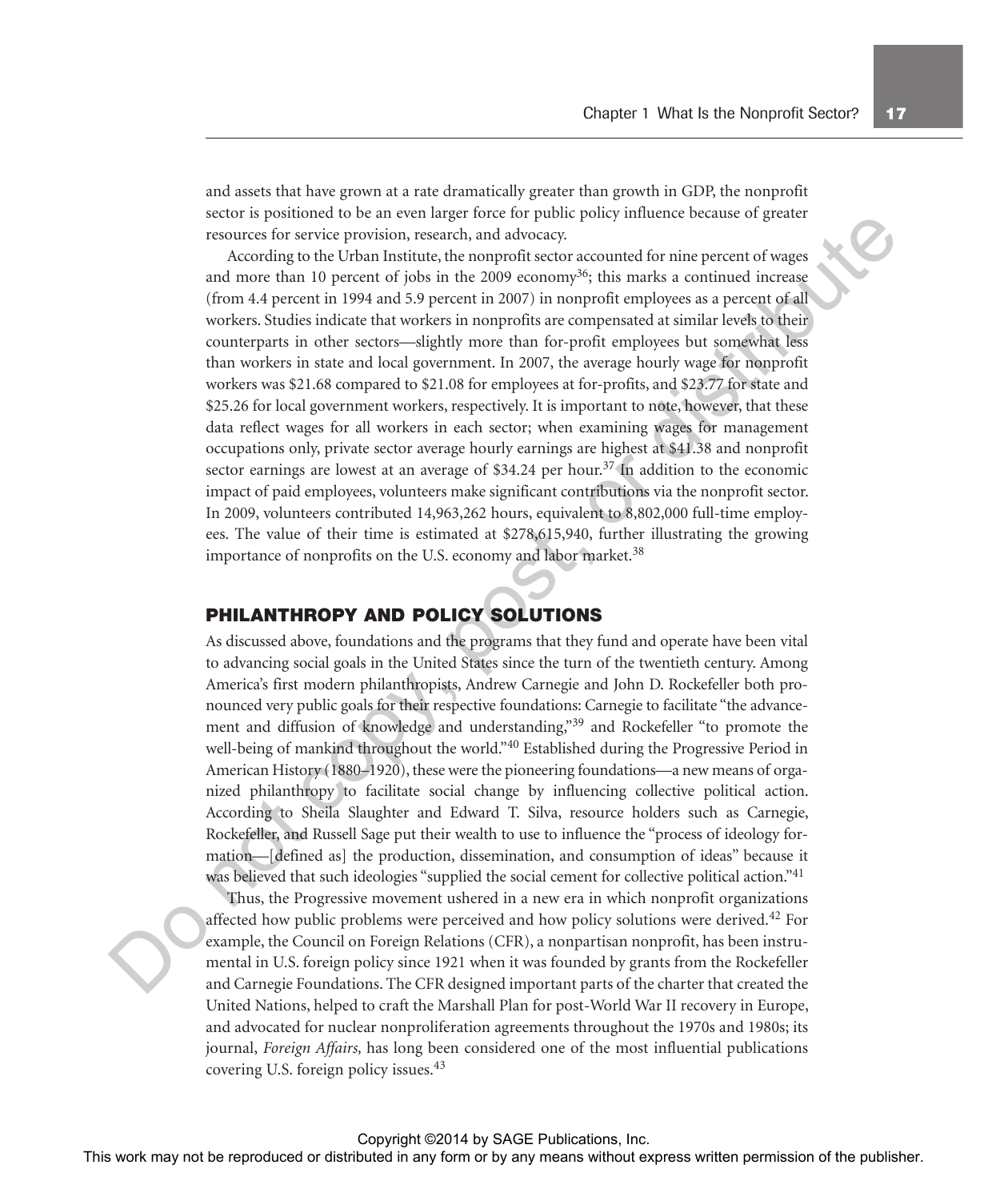and assets that have grown at a rate dramatically greater than growth in GDP, the nonprofit sector is positioned to be an even larger force for public policy influence because of greater resources for service provision, research, and advocacy.

According to the Urban Institute, the nonprofit sector accounted for nine percent of wages and more than 10 percent of jobs in the 2009 economy[36]; this marks a continued increase (from 4.4 percent in 1994 and 5.9 percent in 2007) in nonprofit employees as a percent of all workers. Studies indicate that workers in nonprofits are compensated at similar levels to their counterparts in other sectors—slightly more than for-profit employees but somewhat less than workers in state and local government. In 2007, the average hourly wage for nonprofit workers was $21.68 compared to $21.08 for employees at for-profits, and $23.77 for state and $25.26 for local government workers, respectively. It is important to note, however, that these data reflect wages for all workers in each sector; when examining wages for management occupations only, private sector average hourly earnings are highest at $41.38 and nonprofit sector earnings are lowest at an average of $34.24 per hour.[37] In addition to the economic impact of paid employees, volunteers make significant contributions via the nonprofit sector. In 2009, volunteers contributed 14,963,262 hours, equivalent to 8,802,000 full-time employees. The value of their time is estimated at $278,615,940, further illustrating the growing importance of nonprofits on the U.S. economy and labor market.[38]

## PHILANTHROPY AND POLICY SOLUTIONS

As discussed above, foundations and the programs that they fund and operate have been vital to advancing social goals in the United States since the turn of the twentieth century. Among America's first modern philanthropists, Andrew Carnegie and John D. Rockefeller both pronounced very public goals for their respective foundations: Carnegie to facilitate "the advancement and diffusion of knowledge and understanding,"[39] and Rockefeller "to promote the well-being of mankind throughout the world."[40] Established during the Progressive Period in American History (1880–1920), these were the pioneering foundations—a new means of organized philanthropy to facilitate social change by influencing collective political action. According to Sheila Slaughter and Edward T. Silva, resource holders such as Carnegie, Rockefeller, and Russell Sage put their wealth to use to influence the "process of ideology formation—[defined as] the production, dissemination, and consumption of ideas" because it was believed that such ideologies "supplied the social cement for collective political action."[41]

Thus, the Progressive movement ushered in a new era in which nonprofit organizations affected how public problems were perceived and how policy solutions were derived.[42] For example, the Council on Foreign Relations (CFR), a nonpartisan nonprofit, has been instrumental in U.S. foreign policy since 1921 when it was founded by grants from the Rockefeller and Carnegie Foundations. The CFR designed important parts of the charter that created the United Nations, helped to craft the Marshall Plan for post-World War II recovery in Europe, and advocated for nuclear nonproliferation agreements throughout the 1970s and 1980s; its journal, *Foreign Affairs,* has long been considered one of the most influential publications covering U.S. foreign policy issues.[43]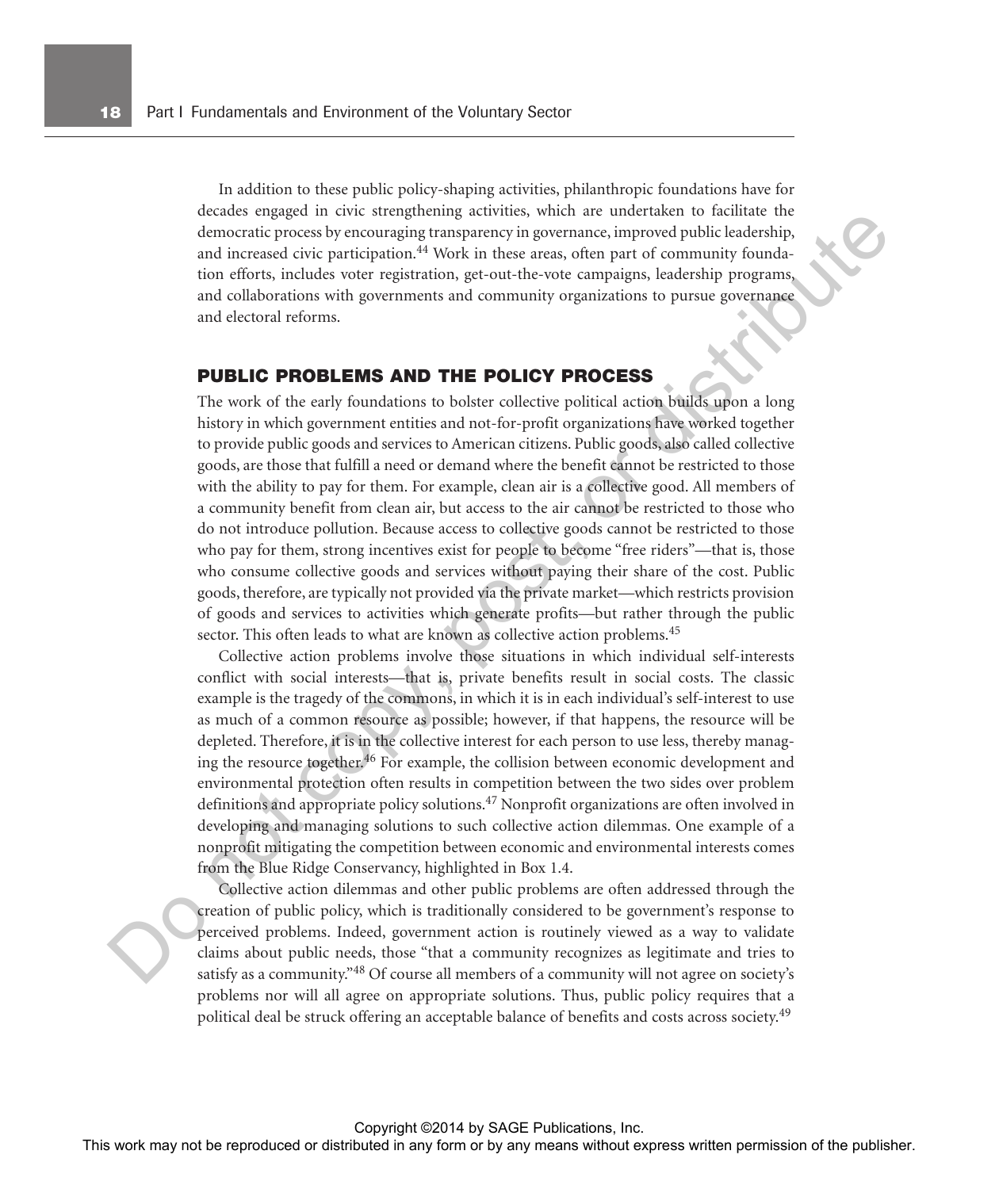In addition to these public policy-shaping activities, philanthropic foundations have for decades engaged in civic strengthening activities, which are undertaken to facilitate the democratic process by encouraging transparency in governance, improved public leadership, and increased civic participation.[44] Work in these areas, often part of community foundation efforts, includes voter registration, get-out-the-vote campaigns, leadership programs, and collaborations with governments and community organizations to pursue governance and electoral reforms.

## PUBLIC PROBLEMS AND THE POLICY PROCESS

The work of the early foundations to bolster collective political action builds upon a long history in which government entities and not-for-profit organizations have worked together to provide public goods and services to American citizens. Public goods, also called collective goods, are those that fulfill a need or demand where the benefit cannot be restricted to those with the ability to pay for them. For example, clean air is a collective good. All members of a community benefit from clean air, but access to the air cannot be restricted to those who do not introduce pollution. Because access to collective goods cannot be restricted to those who pay for them, strong incentives exist for people to become "free riders"—that is, those who consume collective goods and services without paying their share of the cost. Public goods, therefore, are typically not provided via the private market—which restricts provision of goods and services to activities which generate profits—but rather through the public sector. This often leads to what are known as collective action problems.[45]

Collective action problems involve those situations in which individual self-interests conflict with social interests—that is, private benefits result in social costs. The classic example is the tragedy of the commons, in which it is in each individual's self-interest to use as much of a common resource as possible; however, if that happens, the resource will be depleted. Therefore, it is in the collective interest for each person to use less, thereby managing the resource together.[46] For example, the collision between economic development and environmental protection often results in competition between the two sides over problem definitions and appropriate policy solutions.[47] Nonprofit organizations are often involved in developing and managing solutions to such collective action dilemmas. One example of a nonprofit mitigating the competition between economic and environmental interests comes from the Blue Ridge Conservancy, highlighted in Box 1.4.

Collective action dilemmas and other public problems are often addressed through the creation of public policy, which is traditionally considered to be government's response to perceived problems. Indeed, government action is routinely viewed as a way to validate claims about public needs, those "that a community recognizes as legitimate and tries to satisfy as a community."[48] Of course all members of a community will not agree on society's problems nor will all agree on appropriate solutions. Thus, public policy requires that a political deal be struck offering an acceptable balance of benefits and costs across society.[49]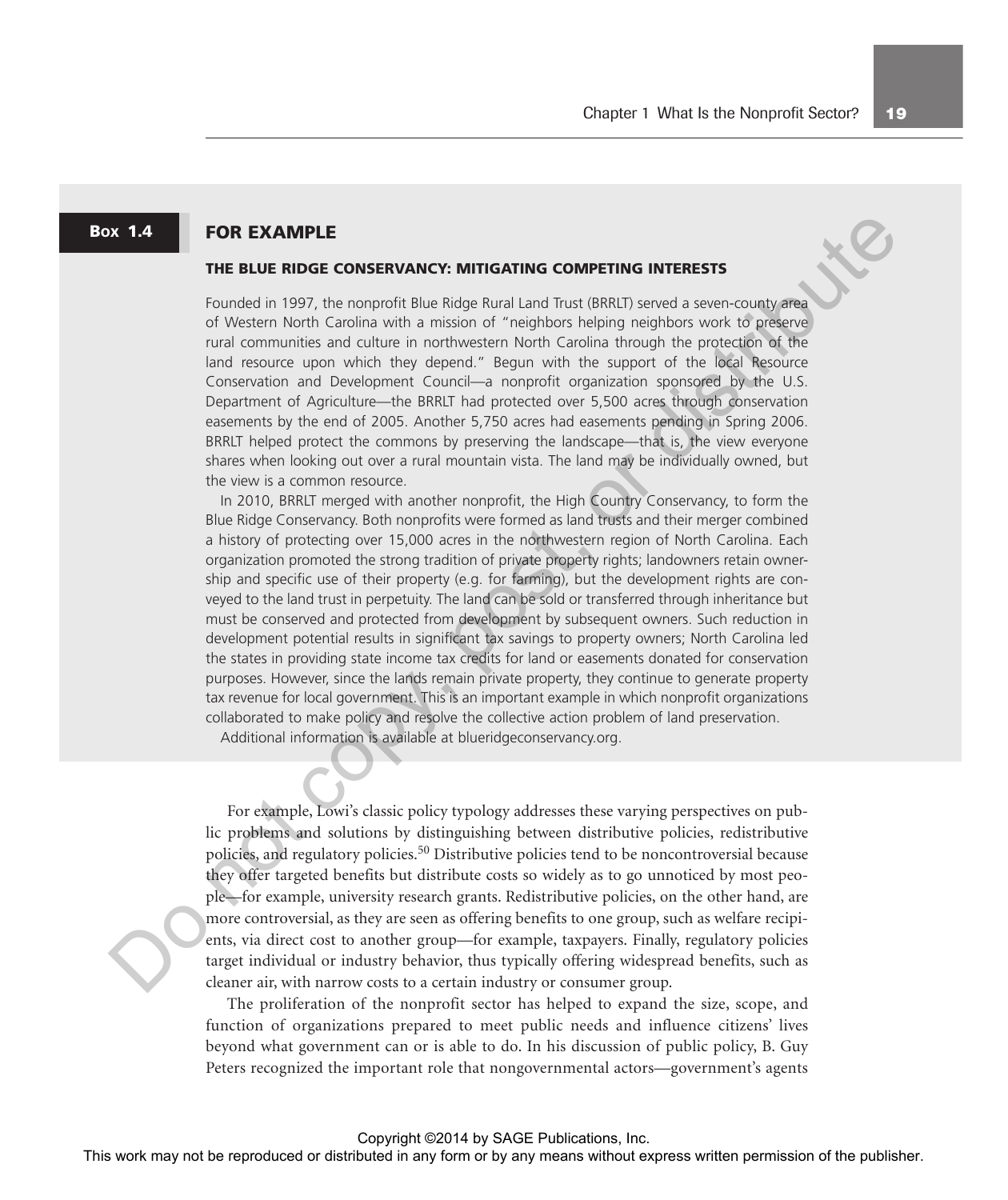**Box 1.4**

## FOR EXAMPLE

### THE BLUE RIDGE CONSERVANCY: MITIGATING COMPETING INTERESTS

Founded in 1997, the nonprofit Blue Ridge Rural Land Trust (BRRLT) served a seven-county area of Western North Carolina with a mission of "neighbors helping neighbors work to preserve rural communities and culture in northwestern North Carolina through the protection of the land resource upon which they depend." Begun with the support of the local Resource Conservation and Development Council—a nonprofit organization sponsored by the U.S. Department of Agriculture—the BRRLT had protected over 5,500 acres through conservation easements by the end of 2005. Another 5,750 acres had easements pending in Spring 2006. BRRLT helped protect the commons by preserving the landscape—that is, the view everyone shares when looking out over a rural mountain vista. The land may be individually owned, but the view is a common resource.

In 2010, BRRLT merged with another nonprofit, the High Country Conservancy, to form the Blue Ridge Conservancy. Both nonprofits were formed as land trusts and their merger combined a history of protecting over 15,000 acres in the northwestern region of North Carolina. Each organization promoted the strong tradition of private property rights; landowners retain ownership and specific use of their property (e.g. for farming), but the development rights are conveyed to the land trust in perpetuity. The land can be sold or transferred through inheritance but must be conserved and protected from development by subsequent owners. Such reduction in development potential results in significant tax savings to property owners; North Carolina led the states in providing state income tax credits for land or easements donated for conservation purposes. However, since the lands remain private property, they continue to generate property tax revenue for local government. This is an important example in which nonprofit organizations collaborated to make policy and resolve the collective action problem of land preservation.

Additional information is available at blueridgeconservancy.org.

For example, Lowi's classic policy typology addresses these varying perspectives on public problems and solutions by distinguishing between distributive policies, redistributive policies, and regulatory policies.[50] Distributive policies tend to be noncontroversial because they offer targeted benefits but distribute costs so widely as to go unnoticed by most people—for example, university research grants. Redistributive policies, on the other hand, are more controversial, as they are seen as offering benefits to one group, such as welfare recipients, via direct cost to another group—for example, taxpayers. Finally, regulatory policies target individual or industry behavior, thus typically offering widespread benefits, such as cleaner air, with narrow costs to a certain industry or consumer group.

The proliferation of the nonprofit sector has helped to expand the size, scope, and function of organizations prepared to meet public needs and influence citizens' lives beyond what government can or is able to do. In his discussion of public policy, B. Guy Peters recognized the important role that nongovernmental actors—government's agents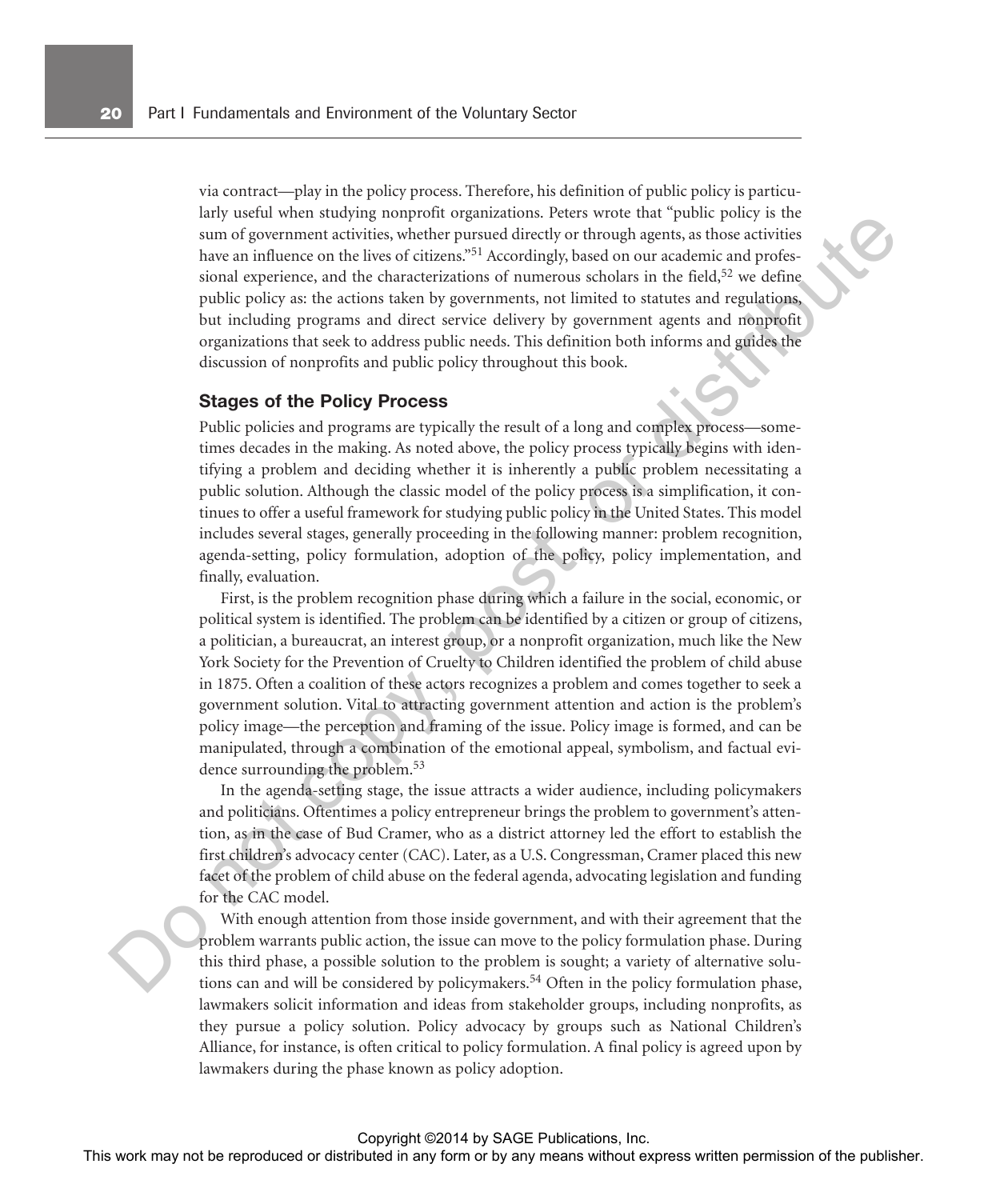via contract—play in the policy process. Therefore, his definition of public policy is particularly useful when studying nonprofit organizations. Peters wrote that "public policy is the sum of government activities, whether pursued directly or through agents, as those activities have an influence on the lives of citizens."[51] Accordingly, based on our academic and professional experience, and the characterizations of numerous scholars in the field,[52] we define public policy as: the actions taken by governments, not limited to statutes and regulations, but including programs and direct service delivery by government agents and nonprofit organizations that seek to address public needs. This definition both informs and guides the discussion of nonprofits and public policy throughout this book.

## Stages of the Policy Process

Public policies and programs are typically the result of a long and complex process—sometimes decades in the making. As noted above, the policy process typically begins with identifying a problem and deciding whether it is inherently a public problem necessitating a public solution. Although the classic model of the policy process is a simplification, it continues to offer a useful framework for studying public policy in the United States. This model includes several stages, generally proceeding in the following manner: problem recognition, agenda-setting, policy formulation, adoption of the policy, policy implementation, and finally, evaluation.

First, is the problem recognition phase during which a failure in the social, economic, or political system is identified. The problem can be identified by a citizen or group of citizens, a politician, a bureaucrat, an interest group, or a nonprofit organization, much like the New York Society for the Prevention of Cruelty to Children identified the problem of child abuse in 1875. Often a coalition of these actors recognizes a problem and comes together to seek a government solution. Vital to attracting government attention and action is the problem's policy image—the perception and framing of the issue. Policy image is formed, and can be manipulated, through a combination of the emotional appeal, symbolism, and factual evidence surrounding the problem.[53]

In the agenda-setting stage, the issue attracts a wider audience, including policymakers and politicians. Oftentimes a policy entrepreneur brings the problem to government's attention, as in the case of Bud Cramer, who as a district attorney led the effort to establish the first children's advocacy center (CAC). Later, as a U.S. Congressman, Cramer placed this new facet of the problem of child abuse on the federal agenda, advocating legislation and funding for the CAC model.

With enough attention from those inside government, and with their agreement that the problem warrants public action, the issue can move to the policy formulation phase. During this third phase, a possible solution to the problem is sought; a variety of alternative solutions can and will be considered by policymakers.[54] Often in the policy formulation phase, lawmakers solicit information and ideas from stakeholder groups, including nonprofits, as they pursue a policy solution. Policy advocacy by groups such as National Children's Alliance, for instance, is often critical to policy formulation. A final policy is agreed upon by lawmakers during the phase known as policy adoption.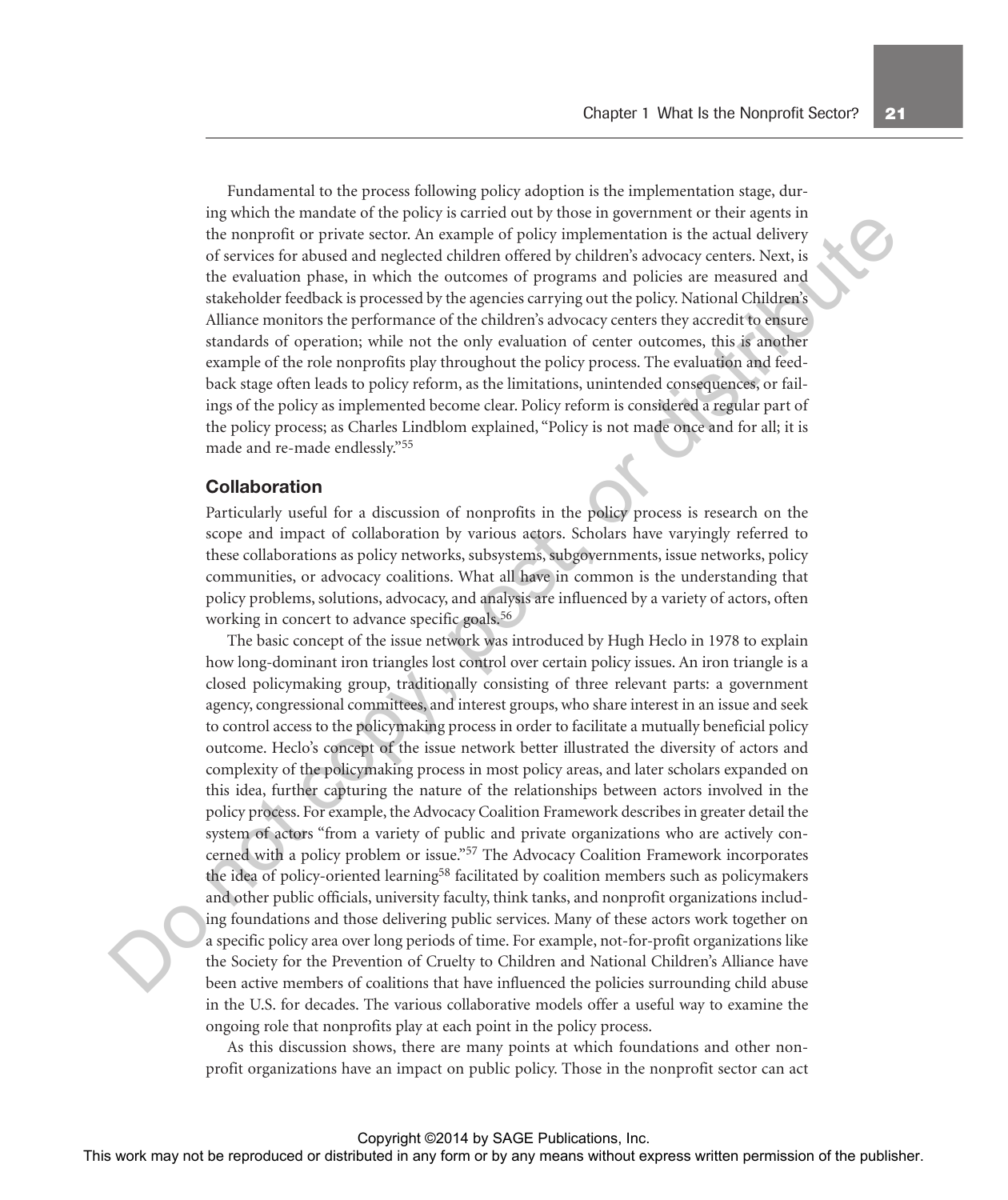Fundamental to the process following policy adoption is the implementation stage, during which the mandate of the policy is carried out by those in government or their agents in the nonprofit or private sector. An example of policy implementation is the actual delivery of services for abused and neglected children offered by children's advocacy centers. Next, is the evaluation phase, in which the outcomes of programs and policies are measured and stakeholder feedback is processed by the agencies carrying out the policy. National Children's Alliance monitors the performance of the children's advocacy centers they accredit to ensure standards of operation; while not the only evaluation of center outcomes, this is another example of the role nonprofits play throughout the policy process. The evaluation and feedback stage often leads to policy reform, as the limitations, unintended consequences, or failings of the policy as implemented become clear. Policy reform is considered a regular part of the policy process; as Charles Lindblom explained, "Policy is not made once and for all; it is made and re-made endlessly."[55]

### Collaboration

Particularly useful for a discussion of nonprofits in the policy process is research on the scope and impact of collaboration by various actors. Scholars have varyingly referred to these collaborations as policy networks, subsystems, subgovernments, issue networks, policy communities, or advocacy coalitions. What all have in common is the understanding that policy problems, solutions, advocacy, and analysis are influenced by a variety of actors, often working in concert to advance specific goals.[56]

The basic concept of the issue network was introduced by Hugh Heclo in 1978 to explain how long-dominant iron triangles lost control over certain policy issues. An iron triangle is a closed policymaking group, traditionally consisting of three relevant parts: a government agency, congressional committees, and interest groups, who share interest in an issue and seek to control access to the policymaking process in order to facilitate a mutually beneficial policy outcome. Heclo's concept of the issue network better illustrated the diversity of actors and complexity of the policymaking process in most policy areas, and later scholars expanded on this idea, further capturing the nature of the relationships between actors involved in the policy process. For example, the Advocacy Coalition Framework describes in greater detail the system of actors "from a variety of public and private organizations who are actively concerned with a policy problem or issue."[57] The Advocacy Coalition Framework incorporates the idea of policy-oriented learning[58] facilitated by coalition members such as policymakers and other public officials, university faculty, think tanks, and nonprofit organizations including foundations and those delivering public services. Many of these actors work together on a specific policy area over long periods of time. For example, not-for-profit organizations like the Society for the Prevention of Cruelty to Children and National Children's Alliance have been active members of coalitions that have influenced the policies surrounding child abuse in the U.S. for decades. The various collaborative models offer a useful way to examine the ongoing role that nonprofits play at each point in the policy process.

As this discussion shows, there are many points at which foundations and other nonprofit organizations have an impact on public policy. Those in the nonprofit sector can act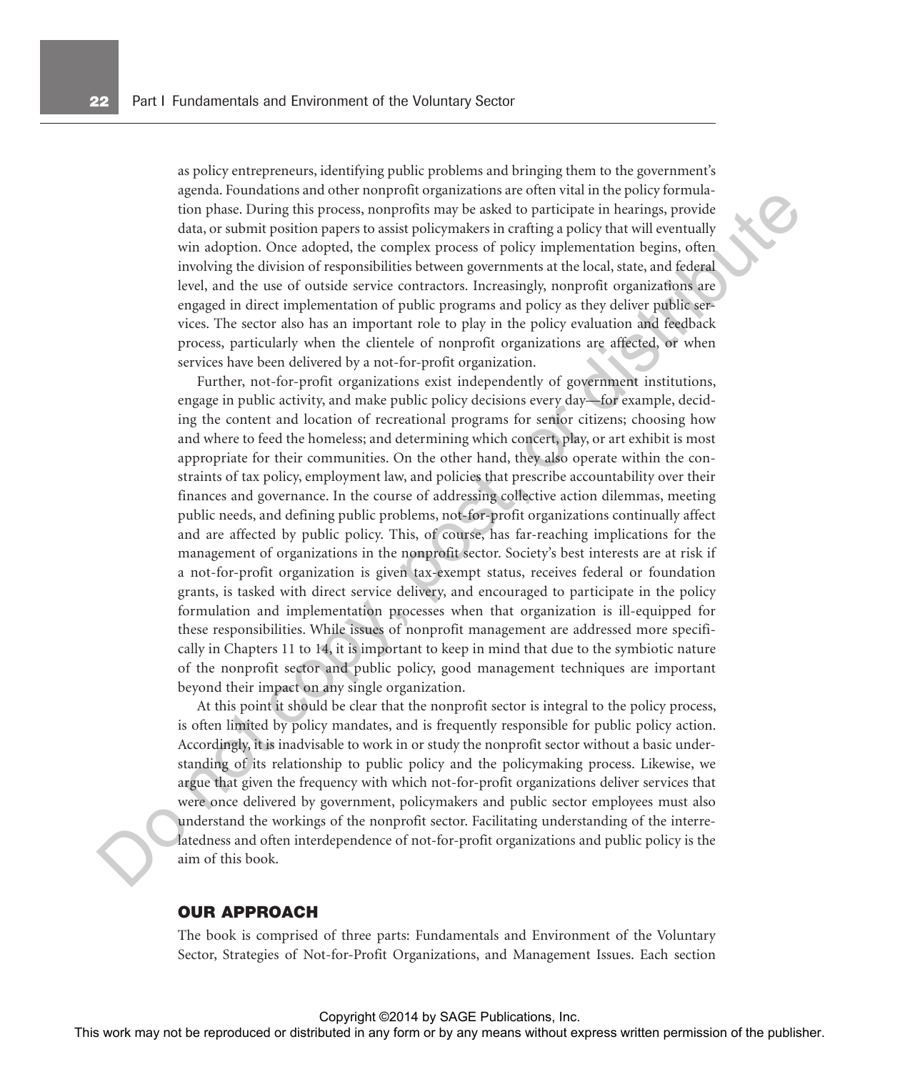as policy entrepreneurs, identifying public problems and bringing them to the government's agenda. Foundations and other nonprofit organizations are often vital in the policy formulation phase. During this process, nonprofits may be asked to participate in hearings, provide data, or submit position papers to assist policymakers in crafting a policy that will eventually win adoption. Once adopted, the complex process of policy implementation begins, often involving the division of responsibilities between governments at the local, state, and federal level, and the use of outside service contractors. Increasingly, nonprofit organizations are engaged in direct implementation of public programs and policy as they deliver public services. The sector also has an important role to play in the policy evaluation and feedback process, particularly when the clientele of nonprofit organizations are affected, or when services have been delivered by a not-for-profit organization.

Further, not-for-profit organizations exist independently of government institutions, engage in public activity, and make public policy decisions every day—for example, deciding the content and location of recreational programs for senior citizens; choosing how and where to feed the homeless; and determining which concert, play, or art exhibit is most appropriate for their communities. On the other hand, they also operate within the constraints of tax policy, employment law, and policies that prescribe accountability over their finances and governance. In the course of addressing collective action dilemmas, meeting public needs, and defining public problems, not-for-profit organizations continually affect and are affected by public policy. This, of course, has far-reaching implications for the management of organizations in the nonprofit sector. Society's best interests are at risk if a not-for-profit organization is given tax-exempt status, receives federal or foundation grants, is tasked with direct service delivery, and encouraged to participate in the policy formulation and implementation processes when that organization is ill-equipped for these responsibilities. While issues of nonprofit management are addressed more specifically in Chapters 11 to 14, it is important to keep in mind that due to the symbiotic nature of the nonprofit sector and public policy, good management techniques are important beyond their impact on any single organization.

At this point it should be clear that the nonprofit sector is integral to the policy process, is often limited by policy mandates, and is frequently responsible for public policy action. Accordingly, it is inadvisable to work in or study the nonprofit sector without a basic understanding of its relationship to public policy and the policymaking process. Likewise, we argue that given the frequency with which not-for-profit organizations deliver services that were once delivered by government, policymakers and public sector employees must also understand the workings of the nonprofit sector. Facilitating understanding of the interrelatedness and often interdependence of not-for-profit organizations and public policy is the aim of this book.

## OUR APPROACH

The book is comprised of three parts: Fundamentals and Environment of the Voluntary Sector, Strategies of Not-for-Profit Organizations, and Management Issues. Each section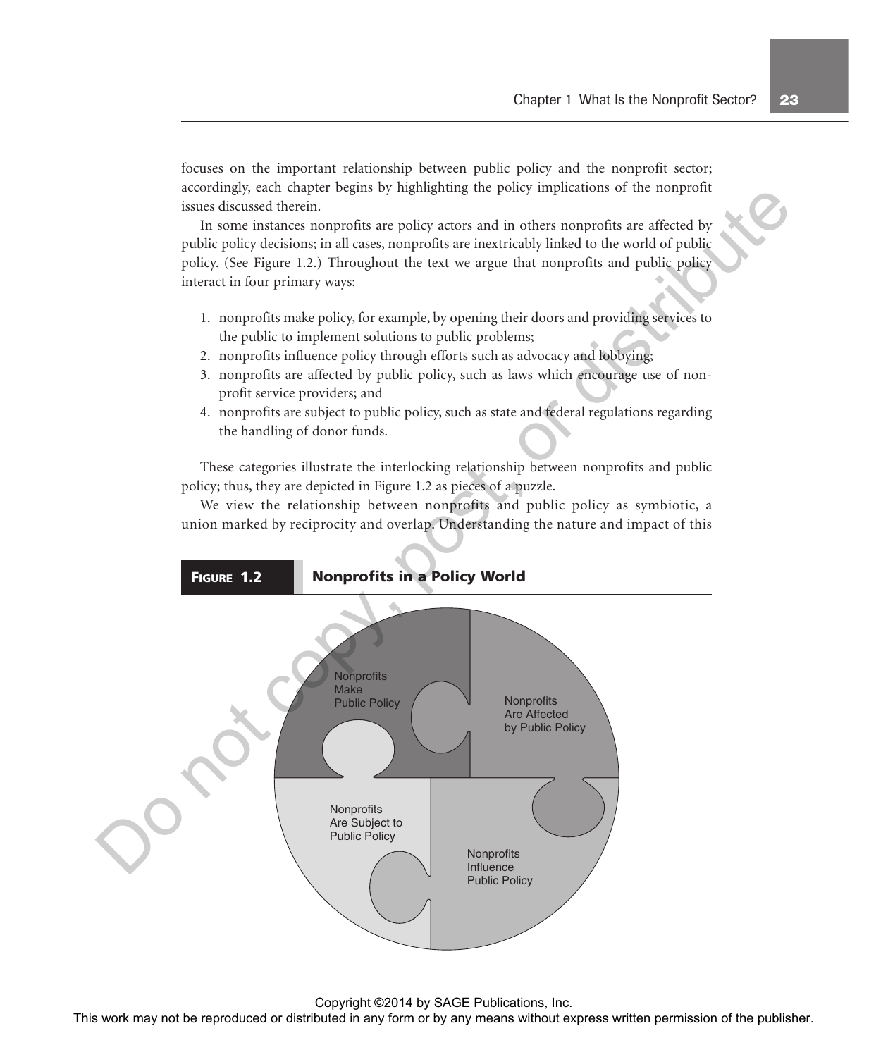focuses on the important relationship between public policy and the nonprofit sector; accordingly, each chapter begins by highlighting the policy implications of the nonprofit issues discussed therein.

In some instances nonprofits are policy actors and in others nonprofits are affected by public policy decisions; in all cases, nonprofits are inextricably linked to the world of public policy. (See Figure 1.2.) Throughout the text we argue that nonprofits and public policy interact in four primary ways:

1. nonprofits make policy, for example, by opening their doors and providing services to the public to implement solutions to public problems;
2. nonprofits influence policy through efforts such as advocacy and lobbying;
3. nonprofits are affected by public policy, such as laws which encourage use of nonprofit service providers; and
4. nonprofits are subject to public policy, such as state and federal regulations regarding the handling of donor funds.

These categories illustrate the interlocking relationship between nonprofits and public policy; thus, they are depicted in Figure 1.2 as pieces of a puzzle.

We view the relationship between nonprofits and public policy as symbiotic, a union marked by reciprocity and overlap. Understanding the nature and impact of this

**FIGURE 1.2 Nonprofits in a Policy World**

Nonprofits Make Public Policy

Nonprofits Are Affected by Public Policy

Nonprofits Are Subject to Public Policy

Nonprofits Influence Public Policy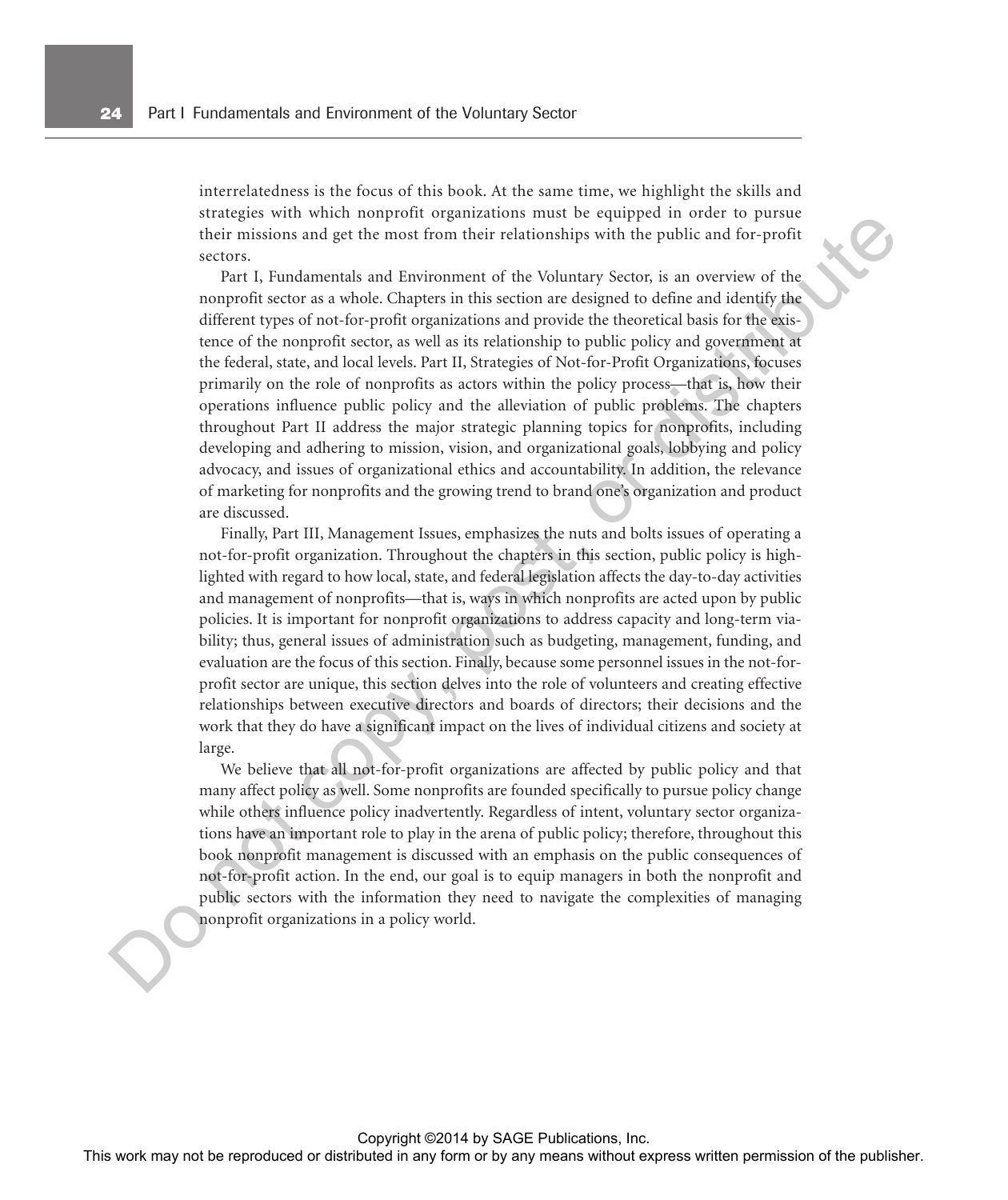interrelatedness is the focus of this book. At the same time, we highlight the skills and strategies with which nonprofit organizations must be equipped in order to pursue their missions and get the most from their relationships with the public and for-profit sectors.

Part I, Fundamentals and Environment of the Voluntary Sector, is an overview of the nonprofit sector as a whole. Chapters in this section are designed to define and identify the different types of not-for-profit organizations and provide the theoretical basis for the existence of the nonprofit sector, as well as its relationship to public policy and government at the federal, state, and local levels. Part II, Strategies of Not-for-Profit Organizations, focuses primarily on the role of nonprofits as actors within the policy process—that is, how their operations influence public policy and the alleviation of public problems. The chapters throughout Part II address the major strategic planning topics for nonprofits, including developing and adhering to mission, vision, and organizational goals, lobbying and policy advocacy, and issues of organizational ethics and accountability. In addition, the relevance of marketing for nonprofits and the growing trend to brand one's organization and product are discussed.

Finally, Part III, Management Issues, emphasizes the nuts and bolts issues of operating a not-for-profit organization. Throughout the chapters in this section, public policy is highlighted with regard to how local, state, and federal legislation affects the day-to-day activities and management of nonprofits—that is, ways in which nonprofits are acted upon by public policies. It is important for nonprofit organizations to address capacity and long-term viability; thus, general issues of administration such as budgeting, management, funding, and evaluation are the focus of this section. Finally, because some personnel issues in the not-for-profit sector are unique, this section delves into the role of volunteers and creating effective relationships between executive directors and boards of directors; their decisions and the work that they do have a significant impact on the lives of individual citizens and society at large.

We believe that all not-for-profit organizations are affected by public policy and that many affect policy as well. Some nonprofits are founded specifically to pursue policy change while others influence policy inadvertently. Regardless of intent, voluntary sector organizations have an important role to play in the arena of public policy; therefore, throughout this book nonprofit management is discussed with an emphasis on the public consequences of not-for-profit action. In the end, our goal is to equip managers in both the nonprofit and public sectors with the information they need to navigate the complexities of managing nonprofit organizations in a policy world.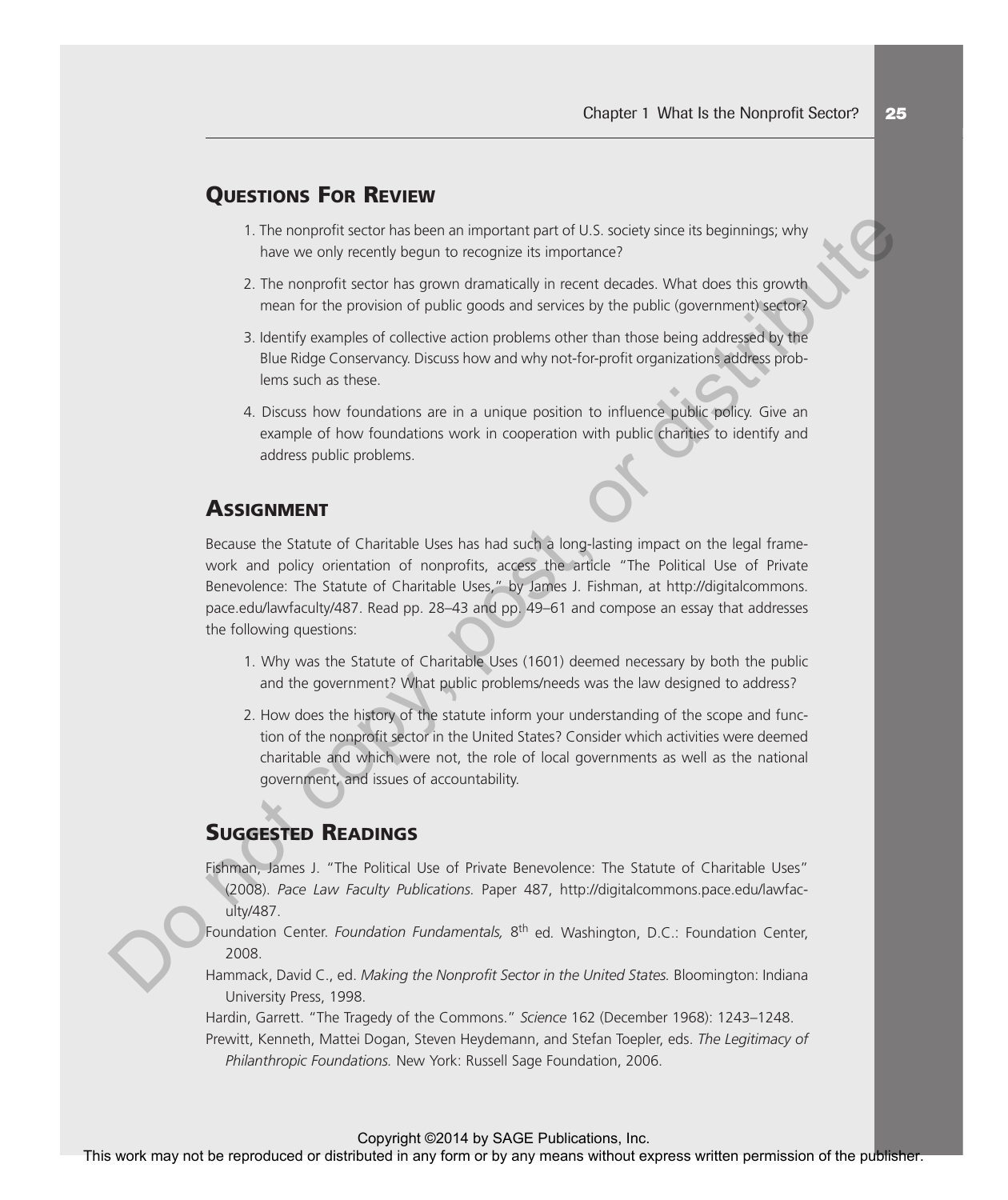## Questions For Review

1. The nonprofit sector has been an important part of U.S. society since its beginnings; why have we only recently begun to recognize its importance?
2. The nonprofit sector has grown dramatically in recent decades. What does this growth mean for the provision of public goods and services by the public (government) sector?
3. Identify examples of collective action problems other than those being addressed by the Blue Ridge Conservancy. Discuss how and why not-for-profit organizations address problems such as these.
4. Discuss how foundations are in a unique position to influence public policy. Give an example of how foundations work in cooperation with public charities to identify and address public problems.

## Assignment

Because the Statute of Charitable Uses has had such a long-lasting impact on the legal framework and policy orientation of nonprofits, access the article "The Political Use of Private Benevolence: The Statute of Charitable Uses," by James J. Fishman, at http://digitalcommons.pace.edu/lawfaculty/487. Read pp. 28–43 and pp. 49–61 and compose an essay that addresses the following questions:

1. Why was the Statute of Charitable Uses (1601) deemed necessary by both the public and the government? What public problems/needs was the law designed to address?
2. How does the history of the statute inform your understanding of the scope and function of the nonprofit sector in the United States? Consider which activities were deemed charitable and which were not, the role of local governments as well as the national government, and issues of accountability.

## Suggested Readings

Fishman, James J. "The Political Use of Private Benevolence: The Statute of Charitable Uses" (2008). *Pace Law Faculty Publications.* Paper 487, http://digitalcommons.pace.edu/lawfaculty/487.

Foundation Center. *Foundation Fundamentals,* 8th ed. Washington, D.C.: Foundation Center, 2008.

Hammack, David C., ed. *Making the Nonprofit Sector in the United States.* Bloomington: Indiana University Press, 1998.

Hardin, Garrett. "The Tragedy of the Commons." *Science* 162 (December 1968): 1243–1248.

Prewitt, Kenneth, Mattei Dogan, Steven Heydemann, and Stefan Toepler, eds. *The Legitimacy of Philanthropic Foundations.* New York: Russell Sage Foundation, 2006.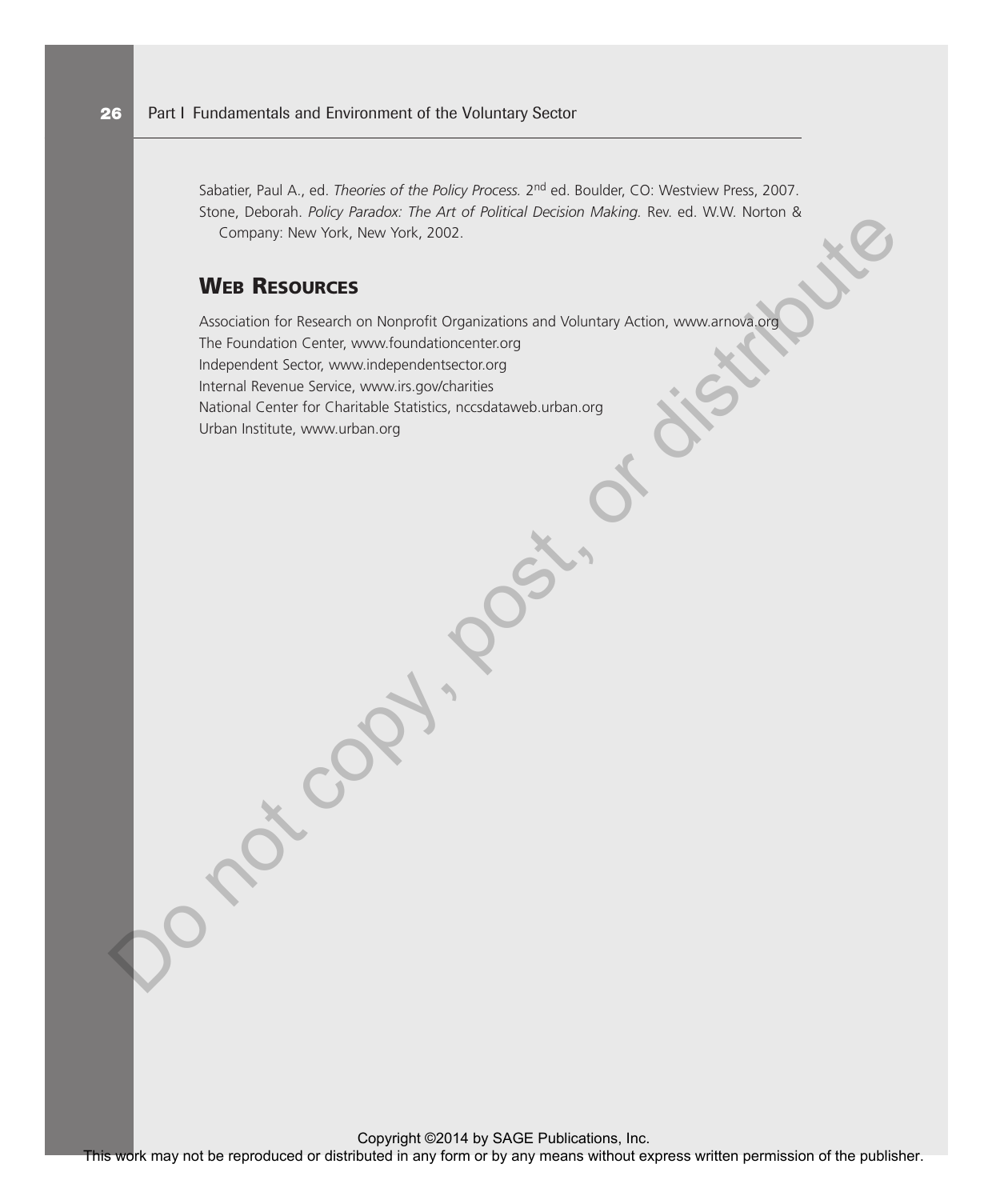Sabatier, Paul A., ed. *Theories of the Policy Process.* 2nd ed. Boulder, CO: Westview Press, 2007.

Stone, Deborah. *Policy Paradox: The Art of Political Decision Making.* Rev. ed. W.W. Norton & Company: New York, New York, 2002.

## Web Resources

Association for Research on Nonprofit Organizations and Voluntary Action, www.arnova.org
The Foundation Center, www.foundationcenter.org
Independent Sector, www.independentsector.org
Internal Revenue Service, www.irs.gov/charities
National Center for Charitable Statistics, nccsdataweb.urban.org
Urban Institute, www.urban.org